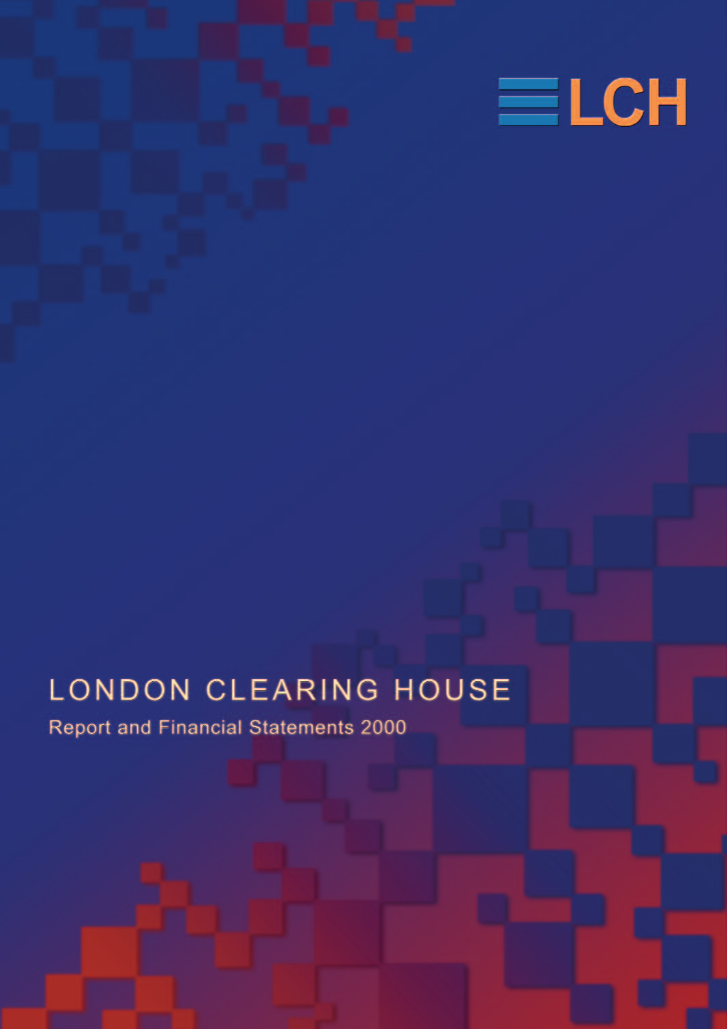LCH

# LONDON CLEARING HOUSE

Report and Financial Statements 2000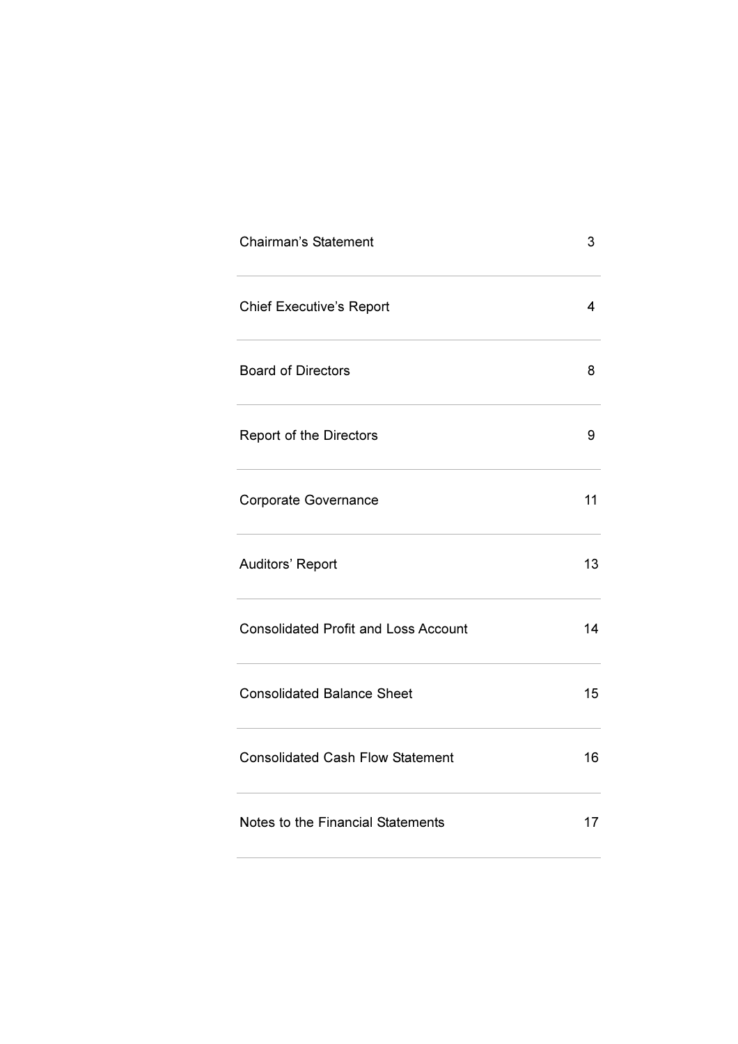| | |
|---|---|
| Chairman’s Statement | 3 |
| Chief Executive’s Report | 4 |
| Board of Directors | 8 |
| Report of the Directors | 9 |
| Corporate Governance | 11 |
| Auditors’ Report | 13 |
| Consolidated Profit and Loss Account | 14 |
| Consolidated Balance Sheet | 15 |
| Consolidated Cash Flow Statement | 16 |
| Notes to the Financial Statements | 17 |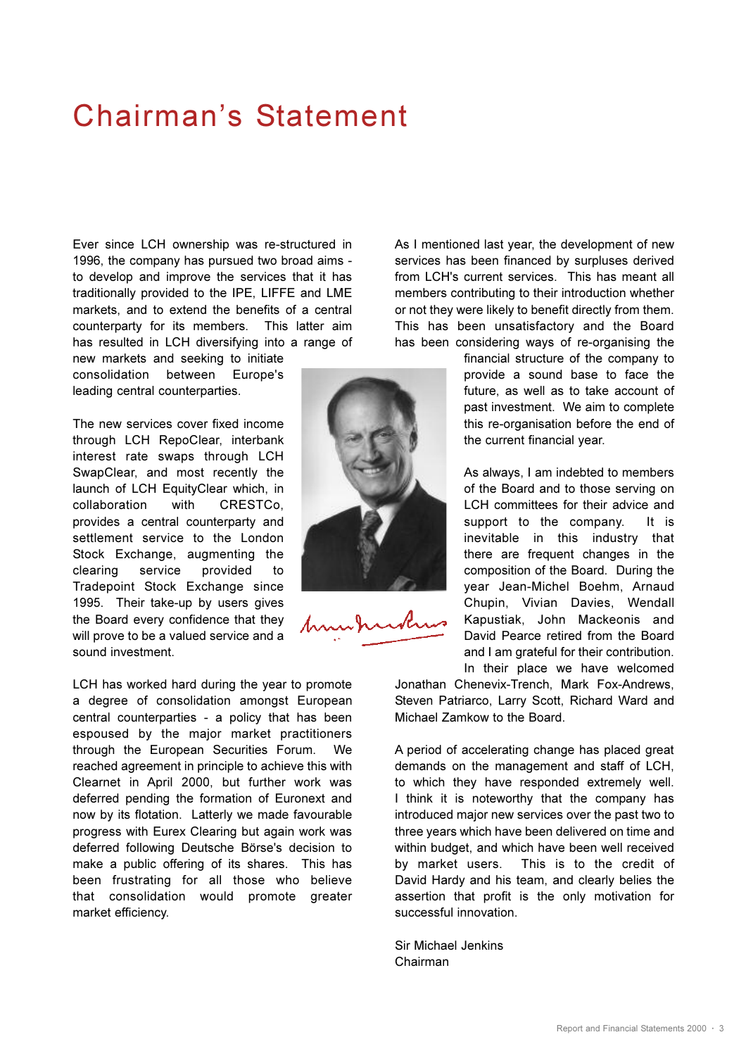# Chairman's Statement

Ever since LCH ownership was re-structured in 1996, the company has pursued two broad aims - to develop and improve the services that it has traditionally provided to the IPE, LIFFE and LME markets, and to extend the benefits of a central counterparty for its members. This latter aim has resulted in LCH diversifying into a range of new markets and seeking to initiate consolidation between Europe's leading central counterparties.

The new services cover fixed income through LCH RepoClear, interbank interest rate swaps through LCH SwapClear, and most recently the launch of LCH EquityClear which, in collaboration with CRESTCo, provides a central counterparty and settlement service to the London Stock Exchange, augmenting the clearing service provided to Tradepoint Stock Exchange since 1995. Their take-up by users gives the Board every confidence that they will prove to be a valued service and a sound investment.

LCH has worked hard during the year to promote a degree of consolidation amongst European central counterparties - a policy that has been espoused by the major market practitioners through the European Securities Forum. We reached agreement in principle to achieve this with Clearnet in April 2000, but further work was deferred pending the formation of Euronext and now by its flotation. Latterly we made favourable progress with Eurex Clearing but again work was deferred following Deutsche Börse's decision to make a public offering of its shares. This has been frustrating for all those who believe that consolidation would promote greater market efficiency.

As I mentioned last year, the development of new services has been financed by surpluses derived from LCH's current services. This has meant all members contributing to their introduction whether or not they were likely to benefit directly from them. This has been unsatisfactory and the Board has been considering ways of re-organising the financial structure of the company to provide a sound base to face the future, as well as to take account of past investment. We aim to complete this re-organisation before the end of the current financial year.

As always, I am indebted to members of the Board and to those serving on LCH committees for their advice and support to the company. It is inevitable in this industry that there are frequent changes in the composition of the Board. During the year Jean-Michel Boehm, Arnaud Chupin, Vivian Davies, Wendall Kapustiak, John Mackeonis and David Pearce retired from the Board and I am grateful for their contribution. In their place we have welcomed Jonathan Chenevix-Trench, Mark Fox-Andrews, Steven Patriarco, Larry Scott, Richard Ward and Michael Zamkow to the Board.

A period of accelerating change has placed great demands on the management and staff of LCH, to which they have responded extremely well. I think it is noteworthy that the company has introduced major new services over the past two to three years which have been delivered on time and within budget, and which have been well received by market users. This is to the credit of David Hardy and his team, and clearly belies the assertion that profit is the only motivation for successful innovation.

Sir Michael Jenkins
Chairman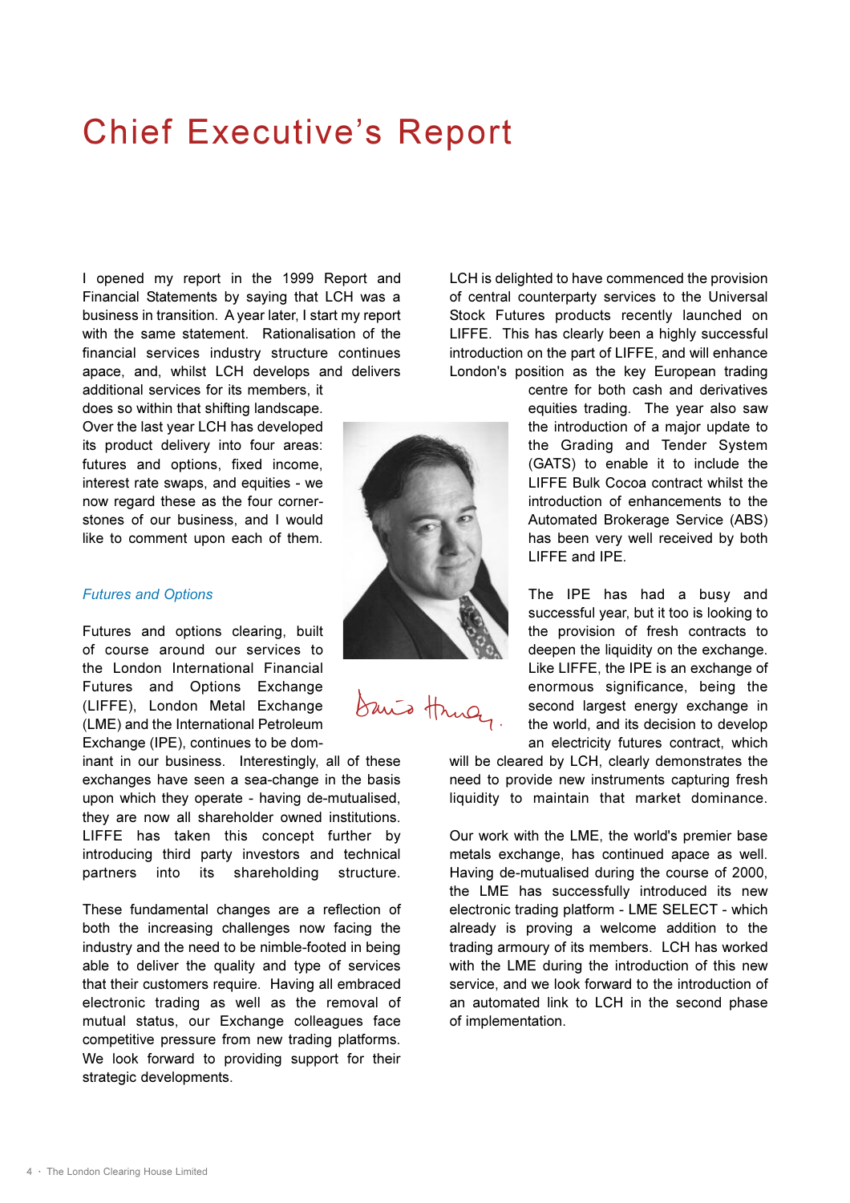# Chief Executive's Report

I opened my report in the 1999 Report and Financial Statements by saying that LCH was a business in transition. A year later, I start my report with the same statement. Rationalisation of the financial services industry structure continues apace, and, whilst LCH develops and delivers additional services for its members, it does so within that shifting landscape. Over the last year LCH has developed its product delivery into four areas: futures and options, fixed income, interest rate swaps, and equities - we now regard these as the four corner-stones of our business, and I would like to comment upon each of them.

### *Futures and Options*

Futures and options clearing, built of course around our services to the London International Financial Futures and Options Exchange (LIFFE), London Metal Exchange (LME) and the International Petroleum Exchange (IPE), continues to be dominant in our business. Interestingly, all of these exchanges have seen a sea-change in the basis upon which they operate - having de-mutualised, they are now all shareholder owned institutions. LIFFE has taken this concept further by introducing third party investors and technical partners into its shareholding structure.

These fundamental changes are a reflection of both the increasing challenges now facing the industry and the need to be nimble-footed in being able to deliver the quality and type of services that their customers require. Having all embraced electronic trading as well as the removal of mutual status, our Exchange colleagues face competitive pressure from new trading platforms. We look forward to providing support for their strategic developments.

LCH is delighted to have commenced the provision of central counterparty services to the Universal Stock Futures products recently launched on LIFFE. This has clearly been a highly successful introduction on the part of LIFFE, and will enhance London's position as the key European trading centre for both cash and derivatives equities trading. The year also saw the introduction of a major update to the Grading and Tender System (GATS) to enable it to include the LIFFE Bulk Cocoa contract whilst the introduction of enhancements to the Automated Brokerage Service (ABS) has been very well received by both LIFFE and IPE.

The IPE has had a busy and successful year, but it too is looking to the provision of fresh contracts to deepen the liquidity on the exchange. Like LIFFE, the IPE is an exchange of enormous significance, being the second largest energy exchange in the world, and its decision to develop an electricity futures contract, which will be cleared by LCH, clearly demonstrates the need to provide new instruments capturing fresh liquidity to maintain that market dominance.

Our work with the LME, the world's premier base metals exchange, has continued apace as well. Having de-mutualised during the course of 2000, the LME has successfully introduced its new electronic trading platform - LME SELECT - which already is proving a welcome addition to the trading armoury of its members. LCH has worked with the LME during the introduction of this new service, and we look forward to the introduction of an automated link to LCH in the second phase of implementation.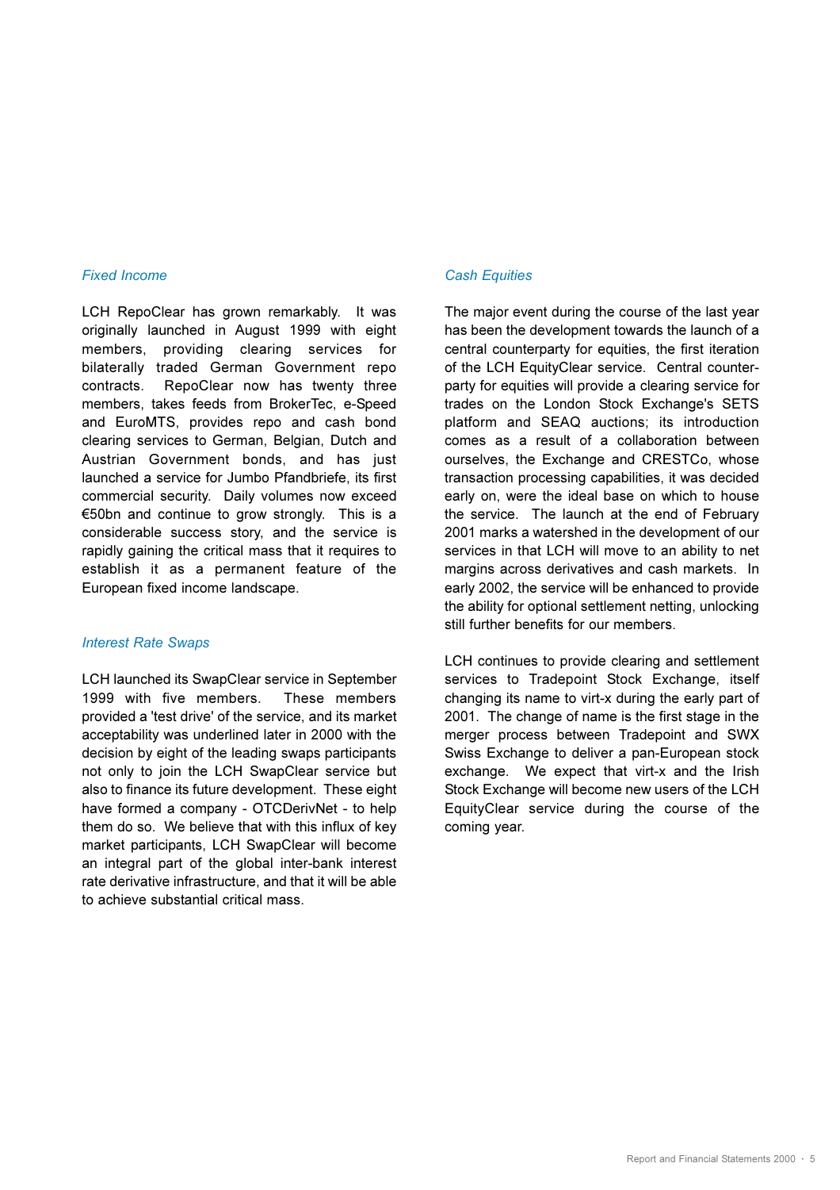### *Fixed Income*

LCH RepoClear has grown remarkably. It was originally launched in August 1999 with eight members, providing clearing services for bilaterally traded German Government repo contracts. RepoClear now has twenty three members, takes feeds from BrokerTec, e-Speed and EuroMTS, provides repo and cash bond clearing services to German, Belgian, Dutch and Austrian Government bonds, and has just launched a service for Jumbo Pfandbriefe, its first commercial security. Daily volumes now exceed €50bn and continue to grow strongly. This is a considerable success story, and the service is rapidly gaining the critical mass that it requires to establish it as a permanent feature of the European fixed income landscape.

### *Interest Rate Swaps*

LCH launched its SwapClear service in September 1999 with five members. These members provided a 'test drive' of the service, and its market acceptability was underlined later in 2000 with the decision by eight of the leading swaps participants not only to join the LCH SwapClear service but also to finance its future development. These eight have formed a company - OTCDerivNet - to help them do so. We believe that with this influx of key market participants, LCH SwapClear will become an integral part of the global inter-bank interest rate derivative infrastructure, and that it will be able to achieve substantial critical mass.

### *Cash Equities*

The major event during the course of the last year has been the development towards the launch of a central counterparty for equities, the first iteration of the LCH EquityClear service. Central counterparty for equities will provide a clearing service for trades on the London Stock Exchange's SETS platform and SEAQ auctions; its introduction comes as a result of a collaboration between ourselves, the Exchange and CRESTCo, whose transaction processing capabilities, it was decided early on, were the ideal base on which to house the service. The launch at the end of February 2001 marks a watershed in the development of our services in that LCH will move to an ability to net margins across derivatives and cash markets. In early 2002, the service will be enhanced to provide the ability for optional settlement netting, unlocking still further benefits for our members.

LCH continues to provide clearing and settlement services to Tradepoint Stock Exchange, itself changing its name to virt-x during the early part of 2001. The change of name is the first stage in the merger process between Tradepoint and SWX Swiss Exchange to deliver a pan-European stock exchange. We expect that virt-x and the Irish Stock Exchange will become new users of the LCH EquityClear service during the course of the coming year.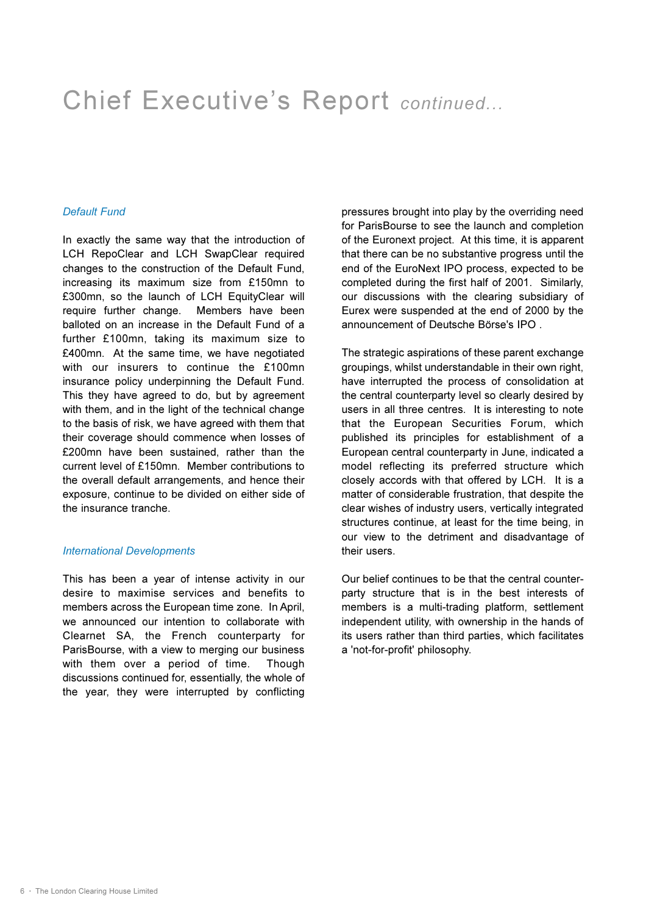# Chief Executive's Report *continued...*

### *Default Fund*

In exactly the same way that the introduction of LCH RepoClear and LCH SwapClear required changes to the construction of the Default Fund, increasing its maximum size from £150mn to £300mn, so the launch of LCH EquityClear will require further change. Members have been balloted on an increase in the Default Fund of a further £100mn, taking its maximum size to £400mn. At the same time, we have negotiated with our insurers to continue the £100mn insurance policy underpinning the Default Fund. This they have agreed to do, but by agreement with them, and in the light of the technical change to the basis of risk, we have agreed with them that their coverage should commence when losses of £200mn have been sustained, rather than the current level of £150mn. Member contributions to the overall default arrangements, and hence their exposure, continue to be divided on either side of the insurance tranche.

### *International Developments*

This has been a year of intense activity in our desire to maximise services and benefits to members across the European time zone. In April, we announced our intention to collaborate with Clearnet SA, the French counterparty for ParisBourse, with a view to merging our business with them over a period of time. Though discussions continued for, essentially, the whole of the year, they were interrupted by conflicting pressures brought into play by the overriding need for ParisBourse to see the launch and completion of the Euronext project. At this time, it is apparent that there can be no substantive progress until the end of the EuroNext IPO process, expected to be completed during the first half of 2001. Similarly, our discussions with the clearing subsidiary of Eurex were suspended at the end of 2000 by the announcement of Deutsche Börse's IPO .

The strategic aspirations of these parent exchange groupings, whilst understandable in their own right, have interrupted the process of consolidation at the central counterparty level so clearly desired by users in all three centres. It is interesting to note that the European Securities Forum, which published its principles for establishment of a European central counterparty in June, indicated a model reflecting its preferred structure which closely accords with that offered by LCH. It is a matter of considerable frustration, that despite the clear wishes of industry users, vertically integrated structures continue, at least for the time being, in our view to the detriment and disadvantage of their users.

Our belief continues to be that the central counter-party structure that is in the best interests of members is a multi-trading platform, settlement independent utility, with ownership in the hands of its users rather than third parties, which facilitates a 'not-for-profit' philosophy.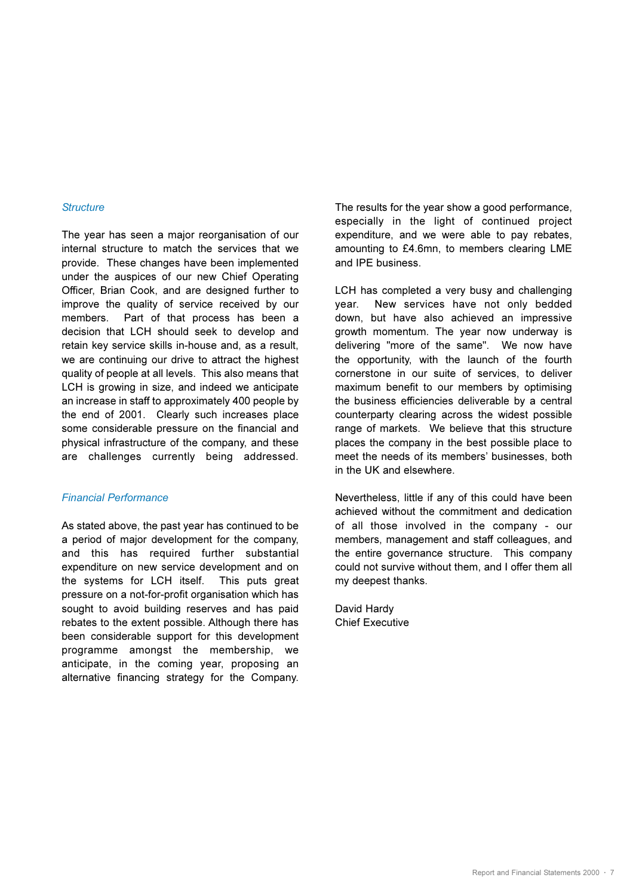### *Structure*

The year has seen a major reorganisation of our internal structure to match the services that we provide. These changes have been implemented under the auspices of our new Chief Operating Officer, Brian Cook, and are designed further to improve the quality of service received by our members. Part of that process has been a decision that LCH should seek to develop and retain key service skills in-house and, as a result, we are continuing our drive to attract the highest quality of people at all levels. This also means that LCH is growing in size, and indeed we anticipate an increase in staff to approximately 400 people by the end of 2001. Clearly such increases place some considerable pressure on the financial and physical infrastructure of the company, and these are challenges currently being addressed.

### *Financial Performance*

As stated above, the past year has continued to be a period of major development for the company, and this has required further substantial expenditure on new service development and on the systems for LCH itself. This puts great pressure on a not-for-profit organisation which has sought to avoid building reserves and has paid rebates to the extent possible. Although there has been considerable support for this development programme amongst the membership, we anticipate, in the coming year, proposing an alternative financing strategy for the Company.

The results for the year show a good performance, especially in the light of continued project expenditure, and we were able to pay rebates, amounting to £4.6mn, to members clearing LME and IPE business.

LCH has completed a very busy and challenging year. New services have not only bedded down, but have also achieved an impressive growth momentum. The year now underway is delivering "more of the same". We now have the opportunity, with the launch of the fourth cornerstone in our suite of services, to deliver maximum benefit to our members by optimising the business efficiencies deliverable by a central counterparty clearing across the widest possible range of markets. We believe that this structure places the company in the best possible place to meet the needs of its members' businesses, both in the UK and elsewhere.

Nevertheless, little if any of this could have been achieved without the commitment and dedication of all those involved in the company - our members, management and staff colleagues, and the entire governance structure. This company could not survive without them, and I offer them all my deepest thanks.

David Hardy
Chief Executive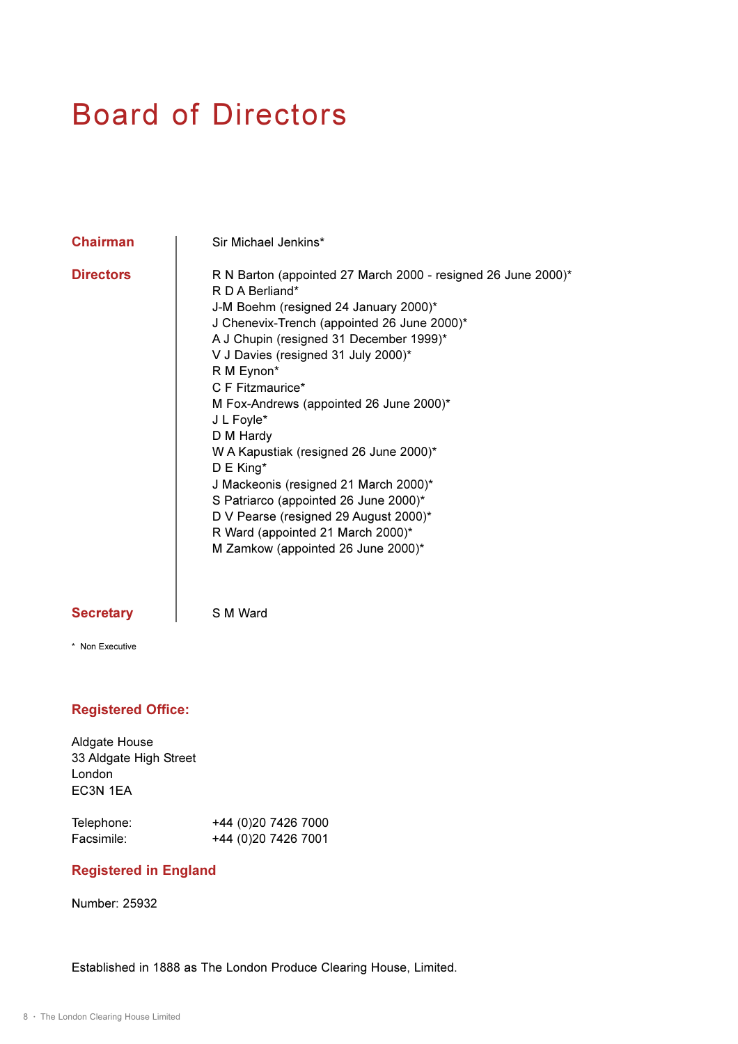# Board of Directors

**Chairman**

Sir Michael Jenkins*

**Directors**

R N Barton (appointed 27 March 2000 - resigned 26 June 2000)*
R D A Berliand*
J-M Boehm (resigned 24 January 2000)*
J Chenevix-Trench (appointed 26 June 2000)*
A J Chupin (resigned 31 December 1999)*
V J Davies (resigned 31 July 2000)*
R M Eynon*
C F Fitzmaurice*
M Fox-Andrews (appointed 26 June 2000)*
J L Foyle*
D M Hardy
W A Kapustiak (resigned 26 June 2000)*
D E King*
J Mackeonis (resigned 21 March 2000)*
S Patriarco (appointed 26 June 2000)*
D V Pearse (resigned 29 August 2000)*
R Ward (appointed 21 March 2000)*
M Zamkow (appointed 26 June 2000)*

**Secretary**

S M Ward

\* Non Executive

## Registered Office:

Aldgate House
33 Aldgate High Street
London
EC3N 1EA

Telephone: +44 (0)20 7426 7000
Facsimile: +44 (0)20 7426 7001

## Registered in England

Number: 25932

Established in 1888 as The London Produce Clearing House, Limited.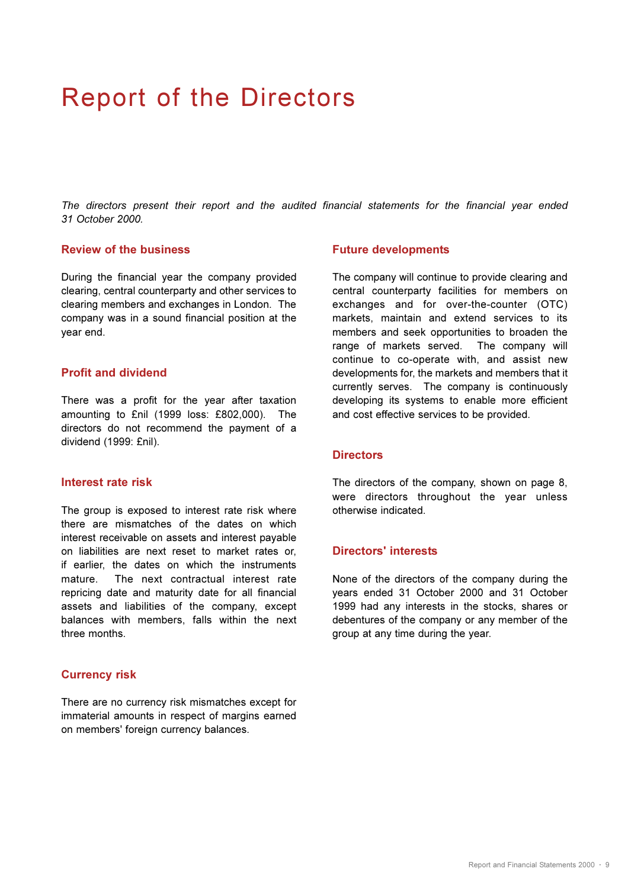# Report of the Directors

*The directors present their report and the audited financial statements for the financial year ended 31 October 2000.*

## Review of the business

During the financial year the company provided clearing, central counterparty and other services to clearing members and exchanges in London. The company was in a sound financial position at the year end.

## Profit and dividend

There was a profit for the year after taxation amounting to £nil (1999 loss: £802,000). The directors do not recommend the payment of a dividend (1999: £nil).

## Interest rate risk

The group is exposed to interest rate risk where there are mismatches of the dates on which interest receivable on assets and interest payable on liabilities are next reset to market rates or, if earlier, the dates on which the instruments mature. The next contractual interest rate repricing date and maturity date for all financial assets and liabilities of the company, except balances with members, falls within the next three months.

## Currency risk

There are no currency risk mismatches except for immaterial amounts in respect of margins earned on members' foreign currency balances.

## Future developments

The company will continue to provide clearing and central counterparty facilities for members on exchanges and for over-the-counter (OTC) markets, maintain and extend services to its members and seek opportunities to broaden the range of markets served. The company will continue to co-operate with, and assist new developments for, the markets and members that it currently serves. The company is continuously developing its systems to enable more efficient and cost effective services to be provided.

## Directors

The directors of the company, shown on page 8, were directors throughout the year unless otherwise indicated.

## Directors' interests

None of the directors of the company during the years ended 31 October 2000 and 31 October 1999 had any interests in the stocks, shares or debentures of the company or any member of the group at any time during the year.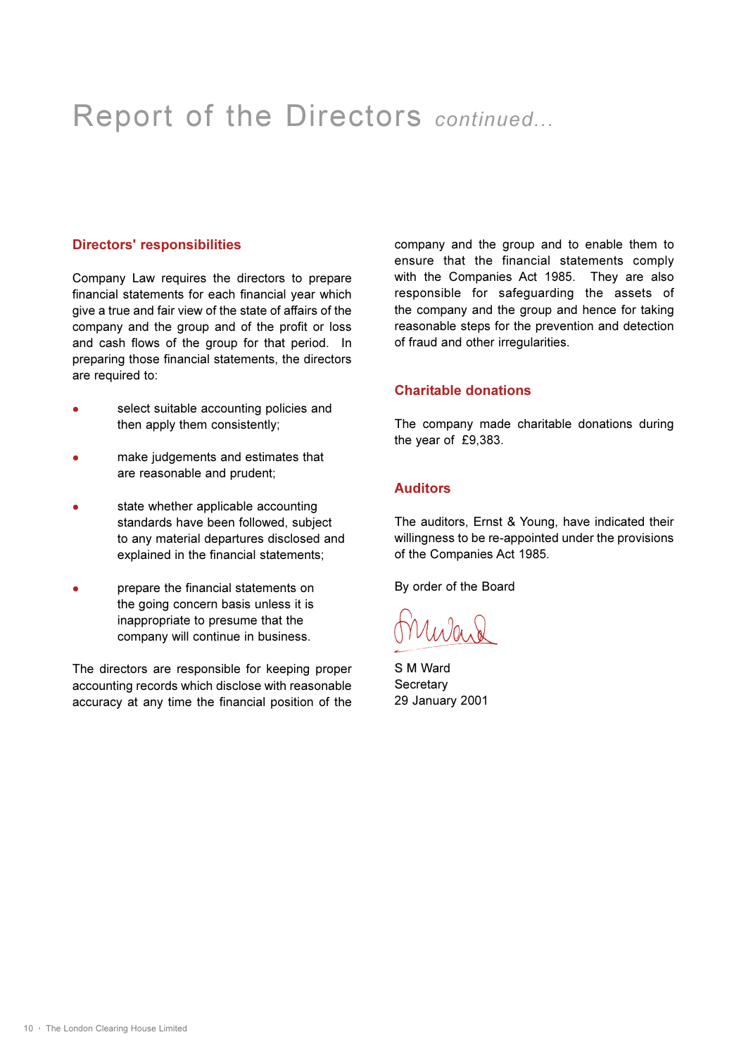# Report of the Directors *continued...*

## Directors' responsibilities

Company Law requires the directors to prepare financial statements for each financial year which give a true and fair view of the state of affairs of the company and the group and of the profit or loss and cash flows of the group for that period. In preparing those financial statements, the directors are required to:

- select suitable accounting policies and then apply them consistently;
- make judgements and estimates that are reasonable and prudent;
- state whether applicable accounting standards have been followed, subject to any material departures disclosed and explained in the financial statements;
- prepare the financial statements on the going concern basis unless it is inappropriate to presume that the company will continue in business.

The directors are responsible for keeping proper accounting records which disclose with reasonable accuracy at any time the financial position of the company and the group and to enable them to ensure that the financial statements comply with the Companies Act 1985. They are also responsible for safeguarding the assets of the company and the group and hence for taking reasonable steps for the prevention and detection of fraud and other irregularities.

## Charitable donations

The company made charitable donations during the year of £9,383.

## Auditors

The auditors, Ernst & Young, have indicated their willingness to be re-appointed under the provisions of the Companies Act 1985.

By order of the Board

S M Ward
Secretary
29 January 2001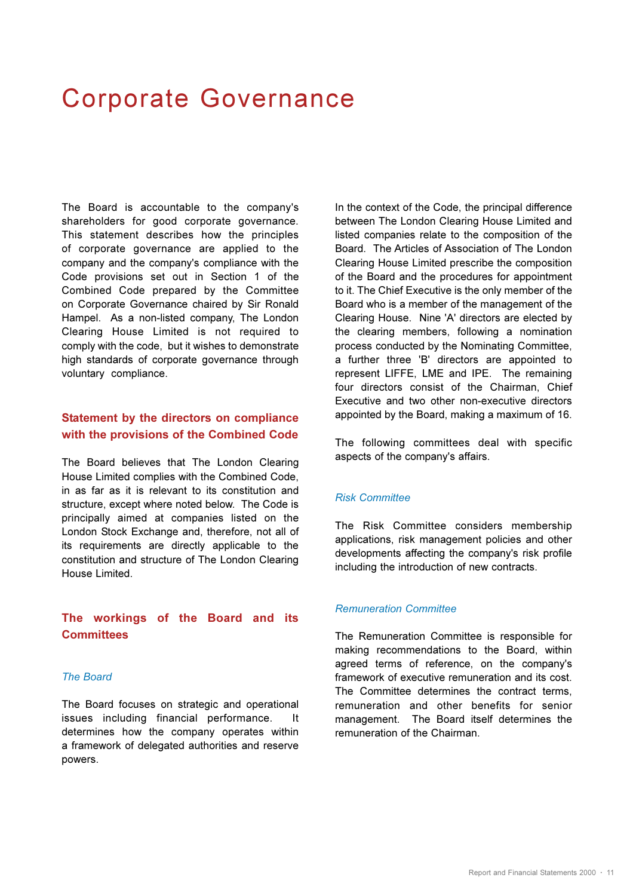# Corporate Governance

The Board is accountable to the company's shareholders for good corporate governance. This statement describes how the principles of corporate governance are applied to the company and the company's compliance with the Code provisions set out in Section 1 of the Combined Code prepared by the Committee on Corporate Governance chaired by Sir Ronald Hampel. As a non-listed company, The London Clearing House Limited is not required to comply with the code, but it wishes to demonstrate high standards of corporate governance through voluntary compliance.

## Statement by the directors on compliance with the provisions of the Combined Code

The Board believes that The London Clearing House Limited complies with the Combined Code, in as far as it is relevant to its constitution and structure, except where noted below. The Code is principally aimed at companies listed on the London Stock Exchange and, therefore, not all of its requirements are directly applicable to the constitution and structure of The London Clearing House Limited.

## The workings of the Board and its Committees

### *The Board*

The Board focuses on strategic and operational issues including financial performance. It determines how the company operates within a framework of delegated authorities and reserve powers.

In the context of the Code, the principal difference between The London Clearing House Limited and listed companies relate to the composition of the Board. The Articles of Association of The London Clearing House Limited prescribe the composition of the Board and the procedures for appointment to it. The Chief Executive is the only member of the Board who is a member of the management of the Clearing House. Nine 'A' directors are elected by the clearing members, following a nomination process conducted by the Nominating Committee, a further three 'B' directors are appointed to represent LIFFE, LME and IPE. The remaining four directors consist of the Chairman, Chief Executive and two other non-executive directors appointed by the Board, making a maximum of 16.

The following committees deal with specific aspects of the company's affairs.

### *Risk Committee*

The Risk Committee considers membership applications, risk management policies and other developments affecting the company's risk profile including the introduction of new contracts.

### *Remuneration Committee*

The Remuneration Committee is responsible for making recommendations to the Board, within agreed terms of reference, on the company's framework of executive remuneration and its cost. The Committee determines the contract terms, remuneration and other benefits for senior management. The Board itself determines the remuneration of the Chairman.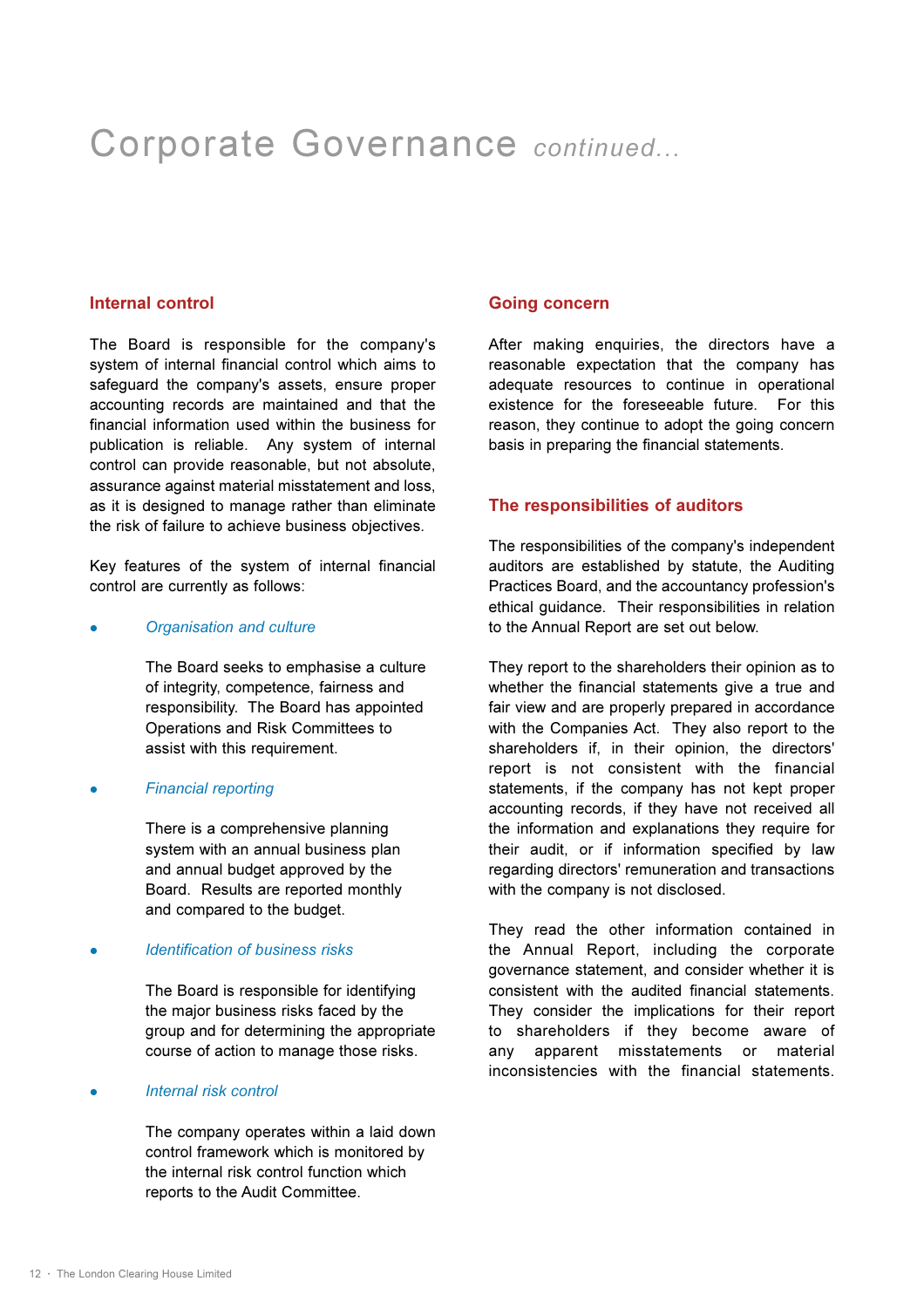# Corporate Governance *continued...*

## Internal control

The Board is responsible for the company's system of internal financial control which aims to safeguard the company's assets, ensure proper accounting records are maintained and that the financial information used within the business for publication is reliable. Any system of internal control can provide reasonable, but not absolute, assurance against material misstatement and loss, as it is designed to manage rather than eliminate the risk of failure to achieve business objectives.

Key features of the system of internal financial control are currently as follows:

- *Organisation and culture*

  The Board seeks to emphasise a culture of integrity, competence, fairness and responsibility. The Board has appointed Operations and Risk Committees to assist with this requirement.

- *Financial reporting*

  There is a comprehensive planning system with an annual business plan and annual budget approved by the Board. Results are reported monthly and compared to the budget.

- *Identification of business risks*

  The Board is responsible for identifying the major business risks faced by the group and for determining the appropriate course of action to manage those risks.

- *Internal risk control*

  The company operates within a laid down control framework which is monitored by the internal risk control function which reports to the Audit Committee.

## Going concern

After making enquiries, the directors have a reasonable expectation that the company has adequate resources to continue in operational existence for the foreseeable future. For this reason, they continue to adopt the going concern basis in preparing the financial statements.

## The responsibilities of auditors

The responsibilities of the company's independent auditors are established by statute, the Auditing Practices Board, and the accountancy profession's ethical guidance. Their responsibilities in relation to the Annual Report are set out below.

They report to the shareholders their opinion as to whether the financial statements give a true and fair view and are properly prepared in accordance with the Companies Act. They also report to the shareholders if, in their opinion, the directors' report is not consistent with the financial statements, if the company has not kept proper accounting records, if they have not received all the information and explanations they require for their audit, or if information specified by law regarding directors' remuneration and transactions with the company is not disclosed.

They read the other information contained in the Annual Report, including the corporate governance statement, and consider whether it is consistent with the audited financial statements. They consider the implications for their report to shareholders if they become aware of any apparent misstatements or material inconsistencies with the financial statements.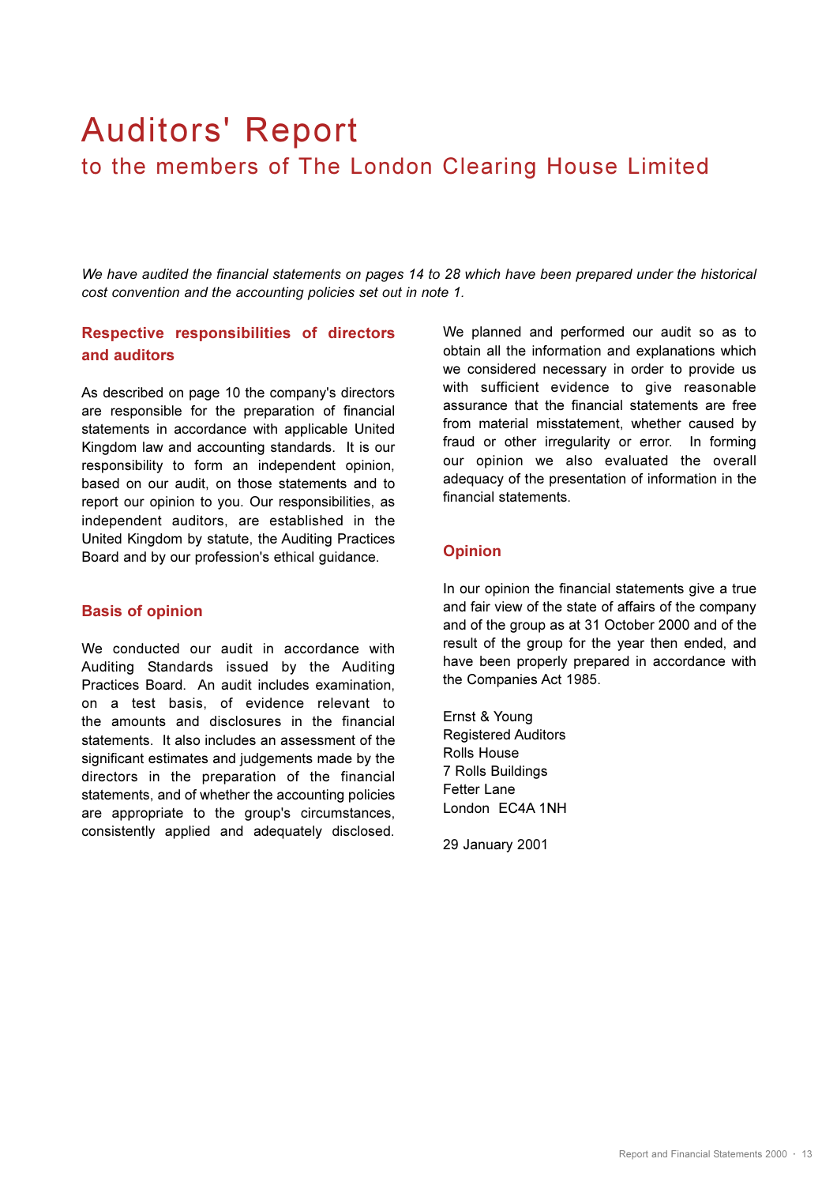# Auditors' Report

## to the members of The London Clearing House Limited

*We have audited the financial statements on pages 14 to 28 which have been prepared under the historical cost convention and the accounting policies set out in note 1.*

### Respective responsibilities of directors and auditors

As described on page 10 the company's directors are responsible for the preparation of financial statements in accordance with applicable United Kingdom law and accounting standards. It is our responsibility to form an independent opinion, based on our audit, on those statements and to report our opinion to you. Our responsibilities, as independent auditors, are established in the United Kingdom by statute, the Auditing Practices Board and by our profession's ethical guidance.

### Basis of opinion

We conducted our audit in accordance with Auditing Standards issued by the Auditing Practices Board. An audit includes examination, on a test basis, of evidence relevant to the amounts and disclosures in the financial statements. It also includes an assessment of the significant estimates and judgements made by the directors in the preparation of the financial statements, and of whether the accounting policies are appropriate to the group's circumstances, consistently applied and adequately disclosed.

We planned and performed our audit so as to obtain all the information and explanations which we considered necessary in order to provide us with sufficient evidence to give reasonable assurance that the financial statements are free from material misstatement, whether caused by fraud or other irregularity or error. In forming our opinion we also evaluated the overall adequacy of the presentation of information in the financial statements.

### Opinion

In our opinion the financial statements give a true and fair view of the state of affairs of the company and of the group as at 31 October 2000 and of the result of the group for the year then ended, and have been properly prepared in accordance with the Companies Act 1985.

Ernst & Young
Registered Auditors
Rolls House
7 Rolls Buildings
Fetter Lane
London EC4A 1NH

29 January 2001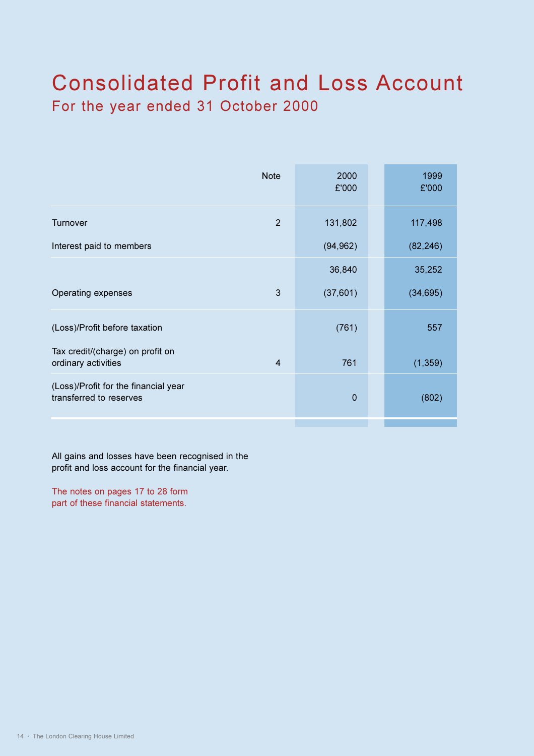# Consolidated Profit and Loss Account

## For the year ended 31 October 2000

| | Note | 2000<br>£'000 | 1999<br>£'000 |
|---|---|---|---|
| Turnover | 2 | 131,802 | 117,498 |
| Interest paid to members | | (94,962) | (82,246) |
| | | 36,840 | 35,252 |
| Operating expenses | 3 | (37,601) | (34,695) |
| (Loss)/Profit before taxation | | (761) | 557 |
| Tax credit/(charge) on profit on ordinary activities | 4 | 761 | (1,359) |
| (Loss)/Profit for the financial year transferred to reserves | | 0 | (802) |

All gains and losses have been recognised in the profit and loss account for the financial year.

The notes on pages 17 to 28 form part of these financial statements.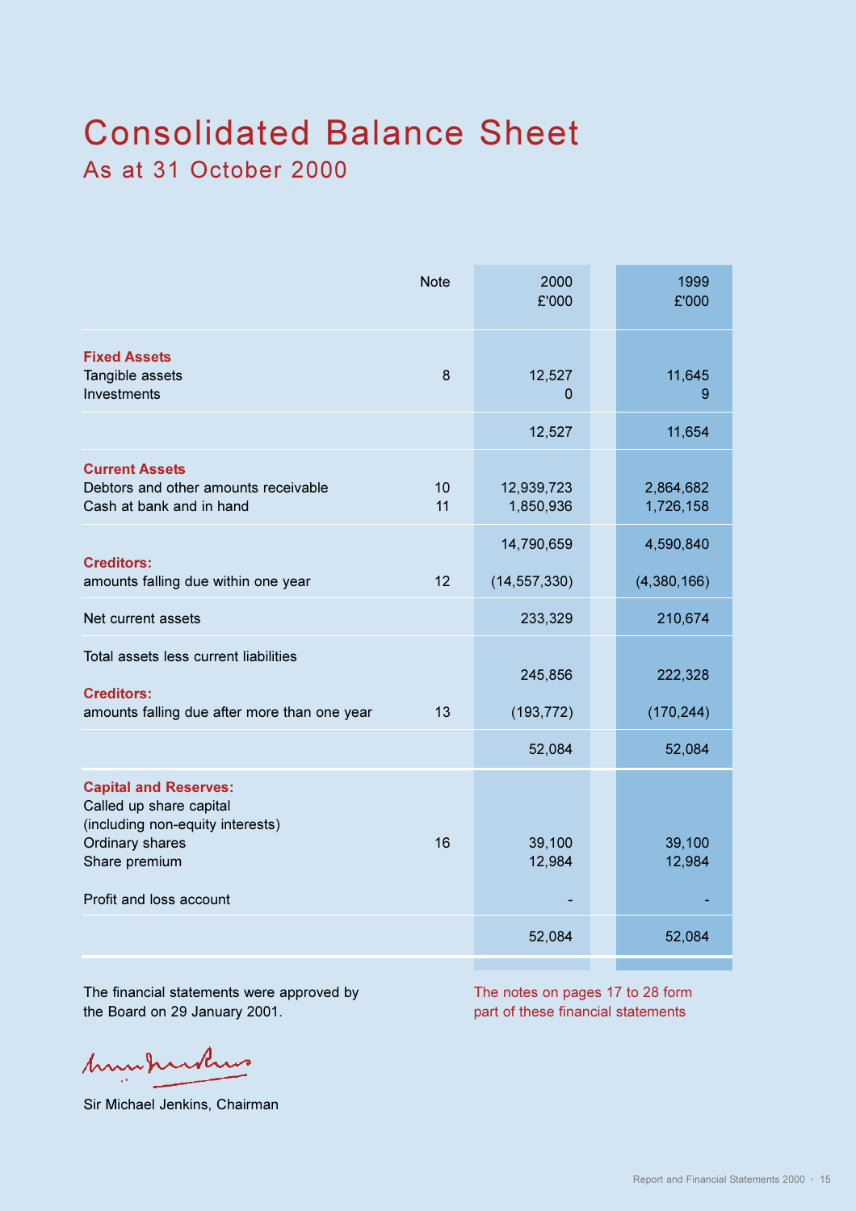# Consolidated Balance Sheet

## As at 31 October 2000

| | Note | 2000<br>£'000 | 1999<br>£'000 |
|---|---|---|---|
| **Fixed Assets** | | | |
| Tangible assets | 8 | 12,527 | 11,645 |
| Investments | | 0 | 9 |
| | | 12,527 | 11,654 |
| **Current Assets** | | | |
| Debtors and other amounts receivable | 10 | 12,939,723 | 2,864,682 |
| Cash at bank and in hand | 11 | 1,850,936 | 1,726,158 |
| | | 14,790,659 | 4,590,840 |
| **Creditors:** | | | |
| amounts falling due within one year | 12 | (14,557,330) | (4,380,166) |
| Net current assets | | 233,329 | 210,674 |
| Total assets less current liabilities | | 245,856 | 222,328 |
| **Creditors:** | | | |
| amounts falling due after more than one year | 13 | (193,772) | (170,244) |
| | | 52,084 | 52,084 |
| **Capital and Reserves:** | | | |
| Called up share capital (including non-equity interests) | | | |
| Ordinary shares | 16 | 39,100 | 39,100 |
| Share premium | | 12,984 | 12,984 |
| Profit and loss account | | - | - |
| | | 52,084 | 52,084 |

The financial statements were approved by the Board on 29 January 2001.

The notes on pages 17 to 28 form part of these financial statements

Sir Michael Jenkins, Chairman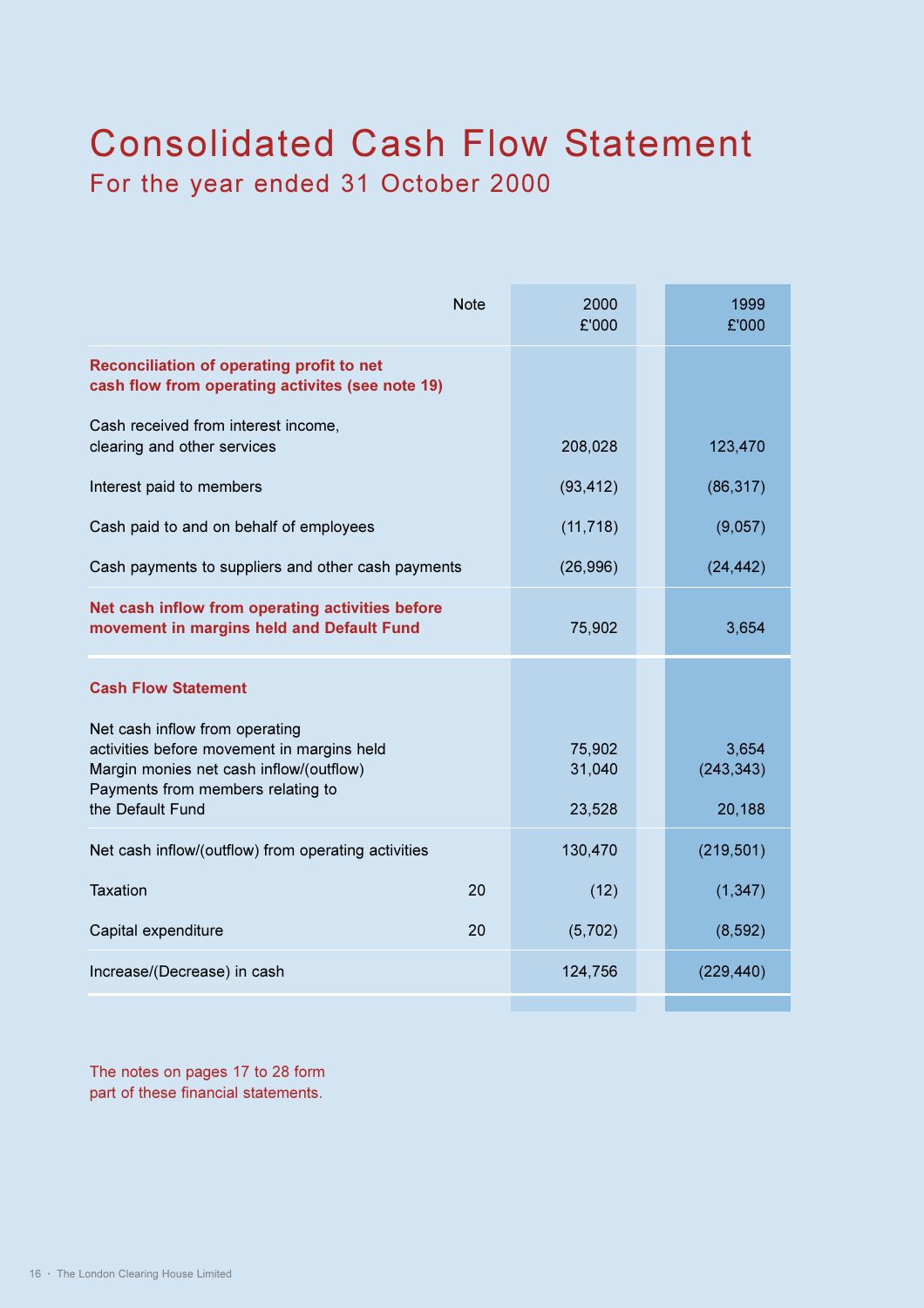# Consolidated Cash Flow Statement

## For the year ended 31 October 2000

| | Note | 2000 £'000 | 1999 £'000 |
|---|---|---|---|
| **Reconciliation of operating profit to net cash flow from operating activites (see note 19)** | | | |
| Cash received from interest income, clearing and other services | | 208,028 | 123,470 |
| Interest paid to members | | (93,412) | (86,317) |
| Cash paid to and on behalf of employees | | (11,718) | (9,057) |
| Cash payments to suppliers and other cash payments | | (26,996) | (24,442) |
| **Net cash inflow from operating activities before movement in margins held and Default Fund** | | 75,902 | 3,654 |
| **Cash Flow Statement** | | | |
| Net cash inflow from operating activities before movement in margins held | | 75,902 | 3,654 |
| Margin monies net cash inflow/(outflow) | | 31,040 | (243,343) |
| Payments from members relating to the Default Fund | | 23,528 | 20,188 |
| Net cash inflow/(outflow) from operating activities | | 130,470 | (219,501) |
| Taxation | 20 | (12) | (1,347) |
| Capital expenditure | 20 | (5,702) | (8,592) |
| Increase/(Decrease) in cash | | 124,756 | (229,440) |

The notes on pages 17 to 28 form part of these financial statements.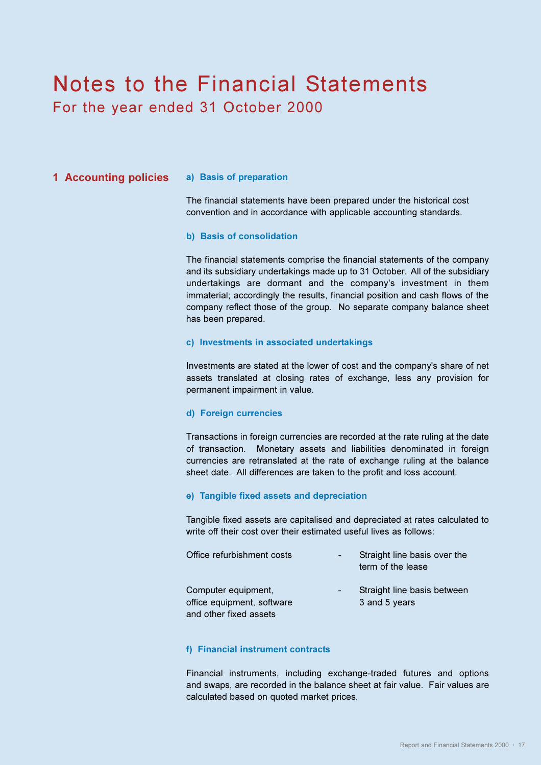# Notes to the Financial Statements

## For the year ended 31 October 2000

## 1 Accounting policies

### a) Basis of preparation

The financial statements have been prepared under the historical cost convention and in accordance with applicable accounting standards.

### b) Basis of consolidation

The financial statements comprise the financial statements of the company and its subsidiary undertakings made up to 31 October. All of the subsidiary undertakings are dormant and the company's investment in them immaterial; accordingly the results, financial position and cash flows of the company reflect those of the group. No separate company balance sheet has been prepared.

### c) Investments in associated undertakings

Investments are stated at the lower of cost and the company's share of net assets translated at closing rates of exchange, less any provision for permanent impairment in value.

### d) Foreign currencies

Transactions in foreign currencies are recorded at the rate ruling at the date of transaction. Monetary assets and liabilities denominated in foreign currencies are retranslated at the rate of exchange ruling at the balance sheet date. All differences are taken to the profit and loss account.

### e) Tangible fixed assets and depreciation

Tangible fixed assets are capitalised and depreciated at rates calculated to write off their cost over their estimated useful lives as follows:

| | | |
|---|---|---|
| Office refurbishment costs | - | Straight line basis over the term of the lease |
| Computer equipment, office equipment, software and other fixed assets | - | Straight line basis between 3 and 5 years |

### f) Financial instrument contracts

Financial instruments, including exchange-traded futures and options and swaps, are recorded in the balance sheet at fair value. Fair values are calculated based on quoted market prices.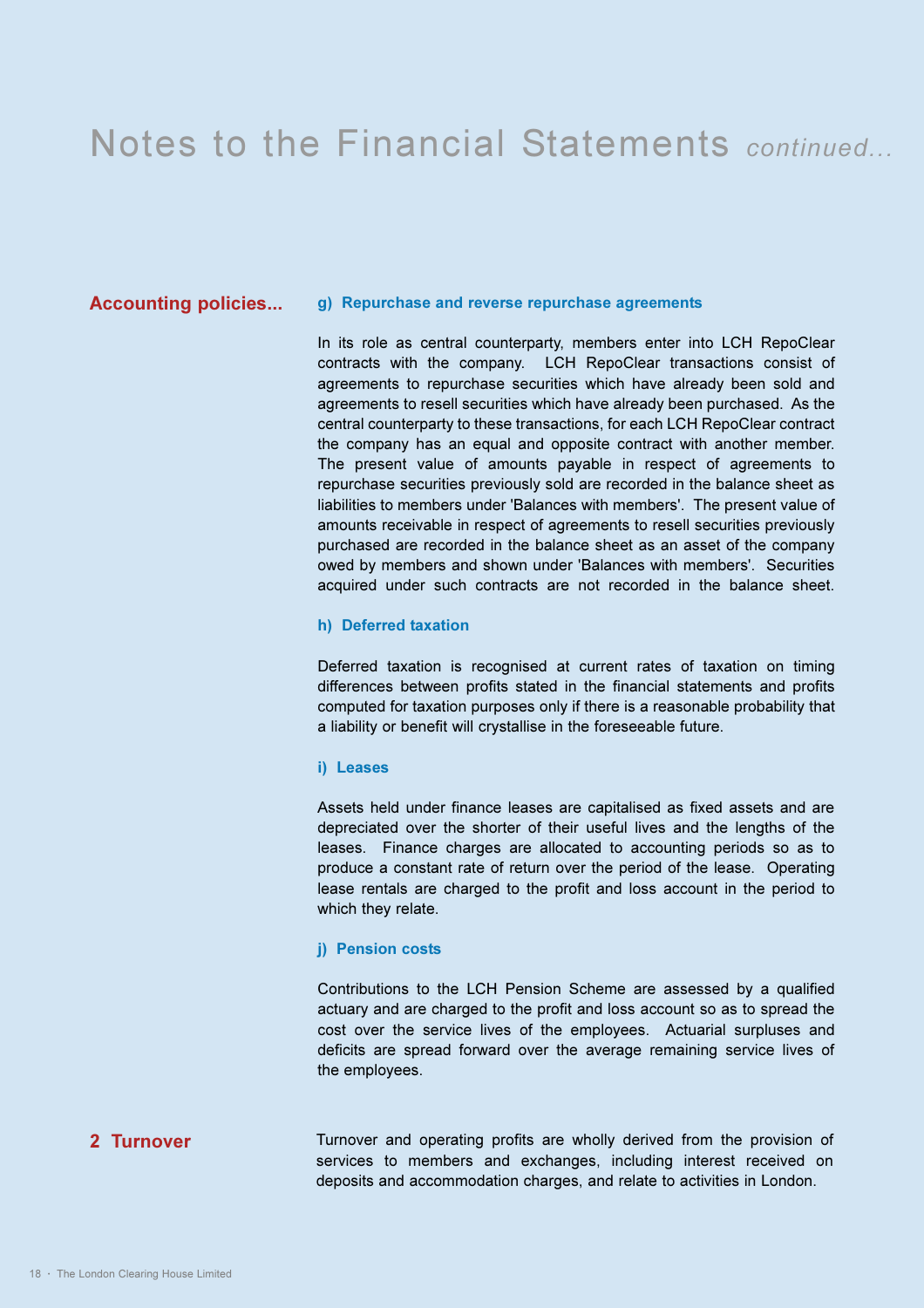# Notes to the Financial Statements *continued...*

## Accounting policies...

### g) Repurchase and reverse repurchase agreements

In its role as central counterparty, members enter into LCH RepoClear contracts with the company. LCH RepoClear transactions consist of agreements to repurchase securities which have already been sold and agreements to resell securities which have already been purchased. As the central counterparty to these transactions, for each LCH RepoClear contract the company has an equal and opposite contract with another member. The present value of amounts payable in respect of agreements to repurchase securities previously sold are recorded in the balance sheet as liabilities to members under 'Balances with members'. The present value of amounts receivable in respect of agreements to resell securities previously purchased are recorded in the balance sheet as an asset of the company owed by members and shown under 'Balances with members'. Securities acquired under such contracts are not recorded in the balance sheet.

### h) Deferred taxation

Deferred taxation is recognised at current rates of taxation on timing differences between profits stated in the financial statements and profits computed for taxation purposes only if there is a reasonable probability that a liability or benefit will crystallise in the foreseeable future.

### i) Leases

Assets held under finance leases are capitalised as fixed assets and are depreciated over the shorter of their useful lives and the lengths of the leases. Finance charges are allocated to accounting periods so as to produce a constant rate of return over the period of the lease. Operating lease rentals are charged to the profit and loss account in the period to which they relate.

### j) Pension costs

Contributions to the LCH Pension Scheme are assessed by a qualified actuary and are charged to the profit and loss account so as to spread the cost over the service lives of the employees. Actuarial surpluses and deficits are spread forward over the average remaining service lives of the employees.

## 2 Turnover

Turnover and operating profits are wholly derived from the provision of services to members and exchanges, including interest received on deposits and accommodation charges, and relate to activities in London.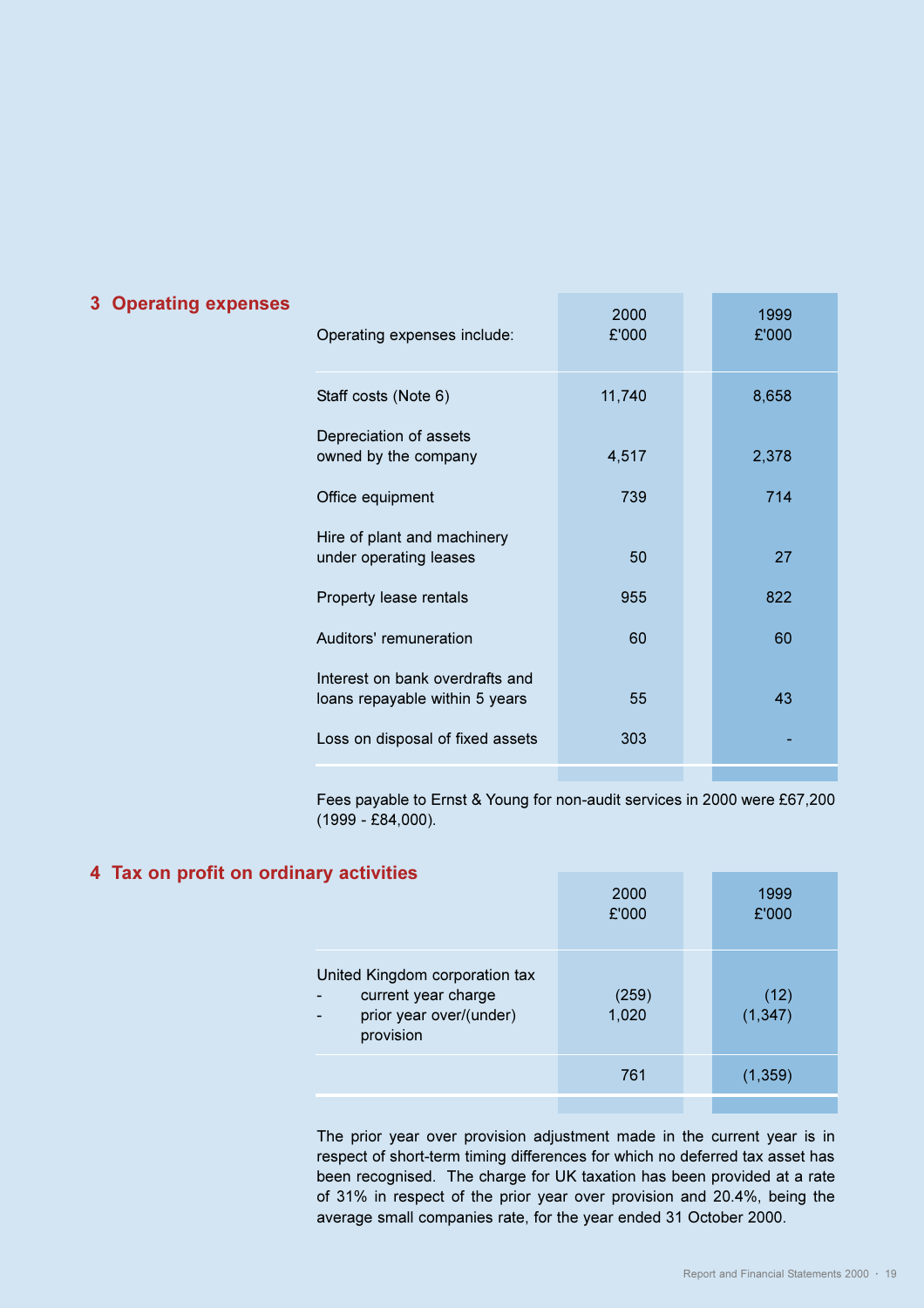## 3 Operating expenses

| Operating expenses include: | 2000<br>£'000 | 1999<br>£'000 |
|---|---|---|
| Staff costs (Note 6) | 11,740 | 8,658 |
| Depreciation of assets owned by the company | 4,517 | 2,378 |
| Office equipment | 739 | 714 |
| Hire of plant and machinery under operating leases | 50 | 27 |
| Property lease rentals | 955 | 822 |
| Auditors' remuneration | 60 | 60 |
| Interest on bank overdrafts and loans repayable within 5 years | 55 | 43 |
| Loss on disposal of fixed assets | 303 | - |

Fees payable to Ernst & Young for non-audit services in 2000 were £67,200 (1999 - £84,000).

## 4 Tax on profit on ordinary activities

| | 2000<br>£'000 | 1999<br>£'000 |
|---|---|---|
| United Kingdom corporation tax | | |
| - current year charge | (259) | (12) |
| - prior year over/(under) provision | 1,020 | (1,347) |
| | 761 | (1,359) |

The prior year over provision adjustment made in the current year is in respect of short-term timing differences for which no deferred tax asset has been recognised. The charge for UK taxation has been provided at a rate of 31% in respect of the prior year over provision and 20.4%, being the average small companies rate, for the year ended 31 October 2000.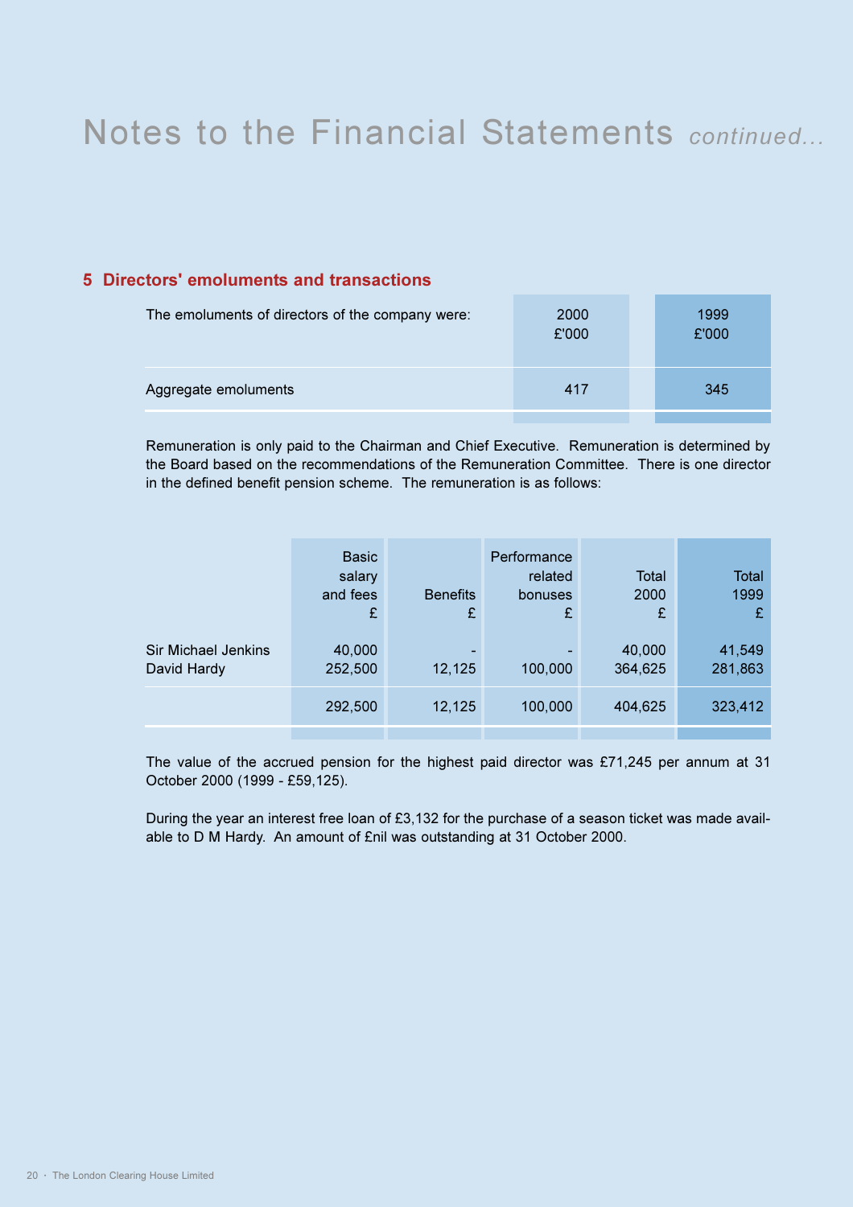# Notes to the Financial Statements *continued...*

## 5 Directors' emoluments and transactions

| The emoluments of directors of the company were: | 2000 £'000 | 1999 £'000 |
|---|---|---|
| Aggregate emoluments | 417 | 345 |

Remuneration is only paid to the Chairman and Chief Executive. Remuneration is determined by the Board based on the recommendations of the Remuneration Committee. There is one director in the defined benefit pension scheme. The remuneration is as follows:

| | Basic salary and fees £ | Benefits £ | Performance related bonuses £ | Total 2000 £ | Total 1999 £ |
|---|---|---|---|---|---|
| Sir Michael Jenkins | 40,000 | - | - | 40,000 | 41,549 |
| David Hardy | 252,500 | 12,125 | 100,000 | 364,625 | 281,863 |
| | 292,500 | 12,125 | 100,000 | 404,625 | 323,412 |

The value of the accrued pension for the highest paid director was £71,245 per annum at 31 October 2000 (1999 - £59,125).

During the year an interest free loan of £3,132 for the purchase of a season ticket was made available to D M Hardy. An amount of £nil was outstanding at 31 October 2000.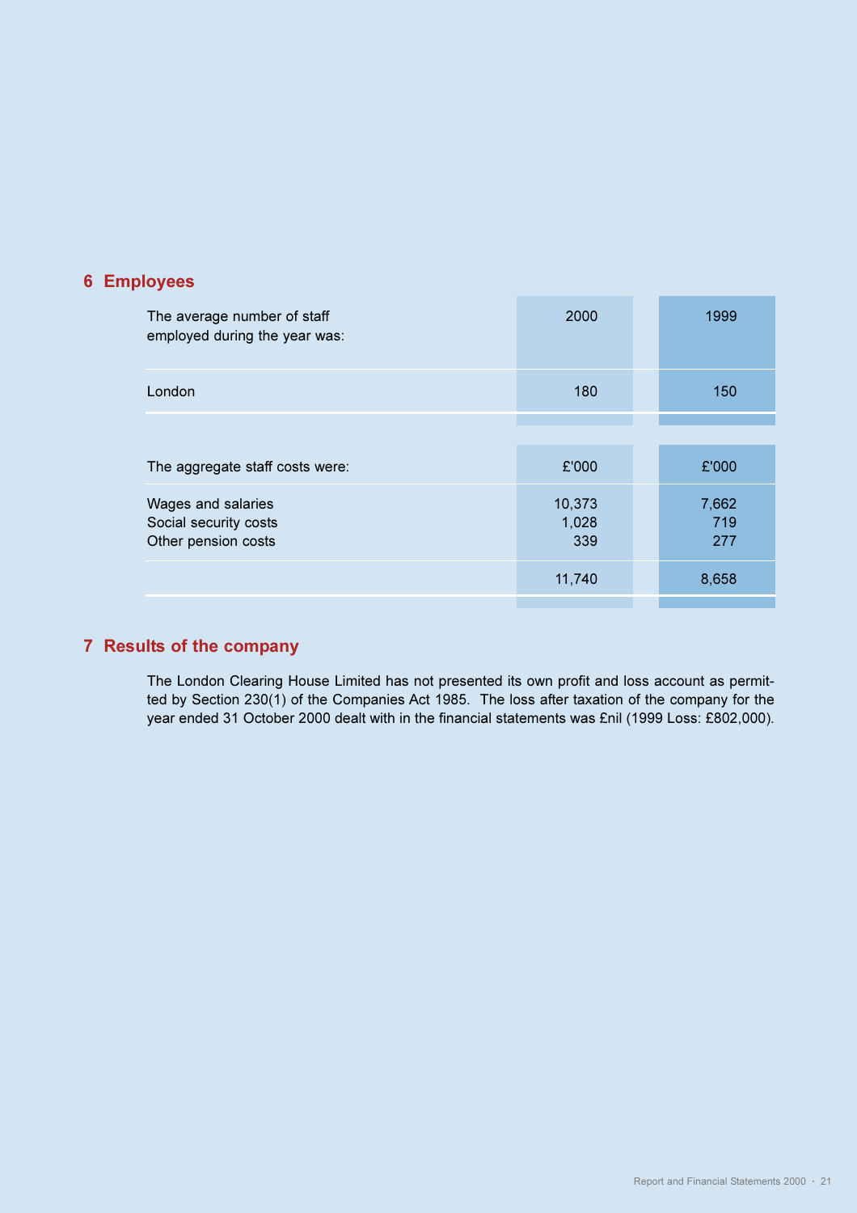## 6 Employees

| The average number of staff employed during the year was: | 2000 | 1999 |
|---|---|---|
| London | 180 | 150 |

| The aggregate staff costs were: | £'000 | £'000 |
|---|---|---|
| Wages and salaries | 10,373 | 7,662 |
| Social security costs | 1,028 | 719 |
| Other pension costs | 339 | 277 |
| | 11,740 | 8,658 |

## 7 Results of the company

The London Clearing House Limited has not presented its own profit and loss account as permitted by Section 230(1) of the Companies Act 1985. The loss after taxation of the company for the year ended 31 October 2000 dealt with in the financial statements was £nil (1999 Loss: £802,000).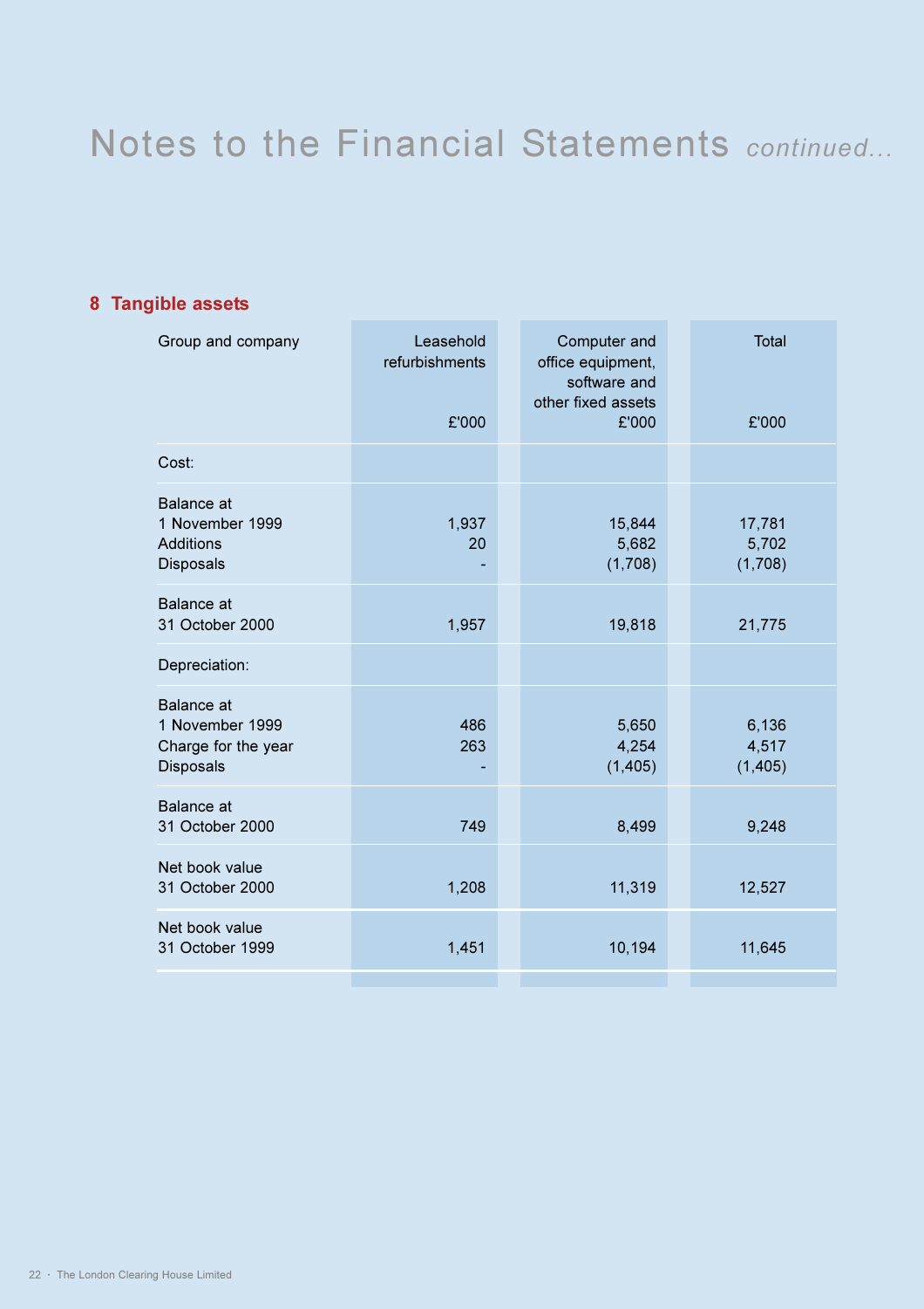# Notes to the Financial Statements *continued...*

## 8 Tangible assets

| Group and company | Leasehold refurbishments £'000 | Computer and office equipment, software and other fixed assets £'000 | Total £'000 |
|---|---|---|---|
| Cost: | | | |
| Balance at 1 November 1999 | 1,937 | 15,844 | 17,781 |
| Additions | 20 | 5,682 | 5,702 |
| Disposals | - | (1,708) | (1,708) |
| Balance at 31 October 2000 | 1,957 | 19,818 | 21,775 |
| Depreciation: | | | |
| Balance at 1 November 1999 | 486 | 5,650 | 6,136 |
| Charge for the year | 263 | 4,254 | 4,517 |
| Disposals | - | (1,405) | (1,405) |
| Balance at 31 October 2000 | 749 | 8,499 | 9,248 |
| Net book value 31 October 2000 | 1,208 | 11,319 | 12,527 |
| Net book value 31 October 1999 | 1,451 | 10,194 | 11,645 |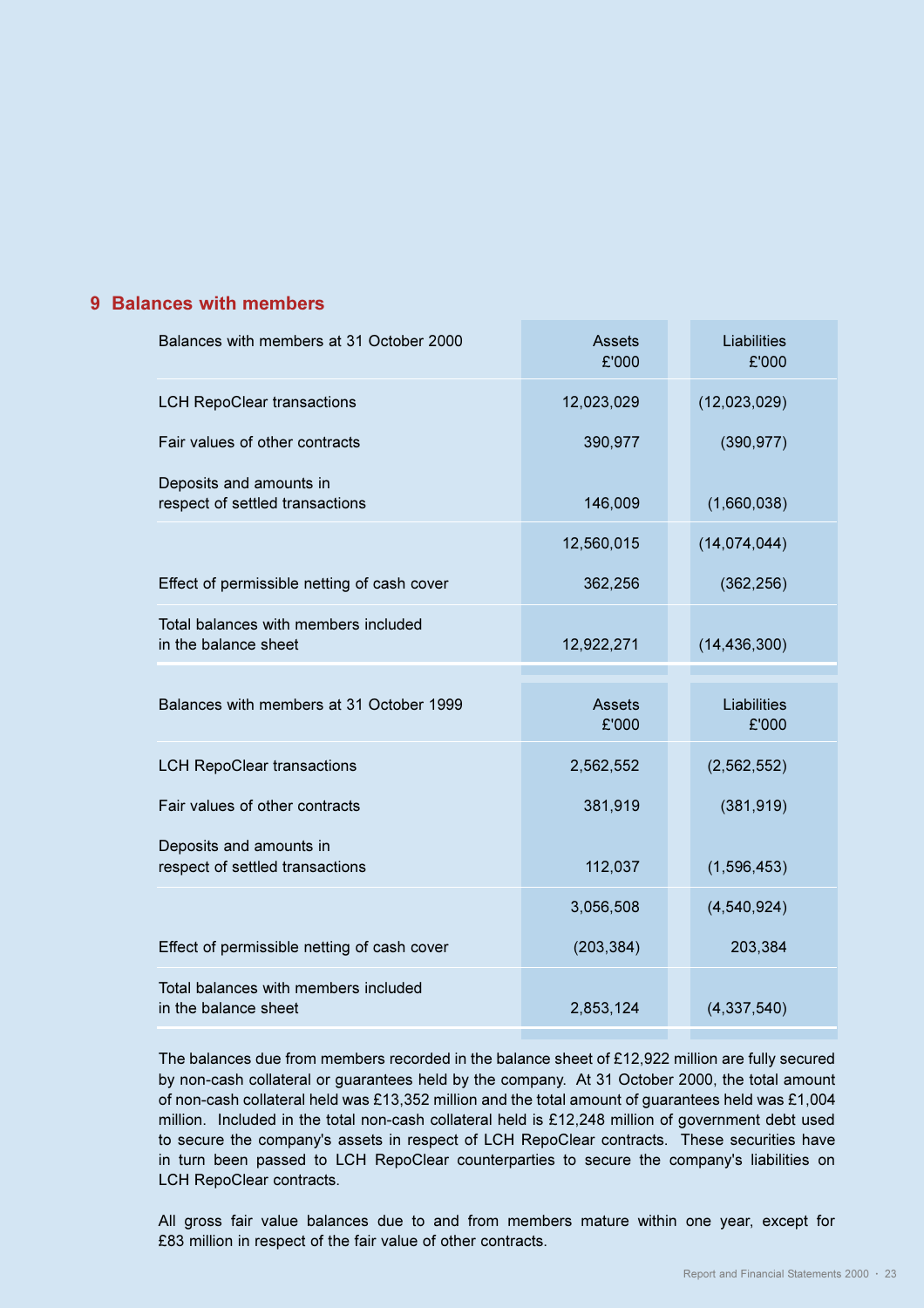## 9 Balances with members

| Balances with members at 31 October 2000 | Assets £'000 | Liabilities £'000 |
|---|---|---|
| LCH RepoClear transactions | 12,023,029 | (12,023,029) |
| Fair values of other contracts | 390,977 | (390,977) |
| Deposits and amounts in respect of settled transactions | 146,009 | (1,660,038) |
| | 12,560,015 | (14,074,044) |
| Effect of permissible netting of cash cover | 362,256 | (362,256) |
| Total balances with members included in the balance sheet | 12,922,271 | (14,436,300) |

| Balances with members at 31 October 1999 | Assets £'000 | Liabilities £'000 |
|---|---|---|
| LCH RepoClear transactions | 2,562,552 | (2,562,552) |
| Fair values of other contracts | 381,919 | (381,919) |
| Deposits and amounts in respect of settled transactions | 112,037 | (1,596,453) |
| | 3,056,508 | (4,540,924) |
| Effect of permissible netting of cash cover | (203,384) | 203,384 |
| Total balances with members included in the balance sheet | 2,853,124 | (4,337,540) |

The balances due from members recorded in the balance sheet of £12,922 million are fully secured by non-cash collateral or guarantees held by the company. At 31 October 2000, the total amount of non-cash collateral held was £13,352 million and the total amount of guarantees held was £1,004 million. Included in the total non-cash collateral held is £12,248 million of government debt used to secure the company's assets in respect of LCH RepoClear contracts. These securities have in turn been passed to LCH RepoClear counterparties to secure the company's liabilities on LCH RepoClear contracts.

All gross fair value balances due to and from members mature within one year, except for £83 million in respect of the fair value of other contracts.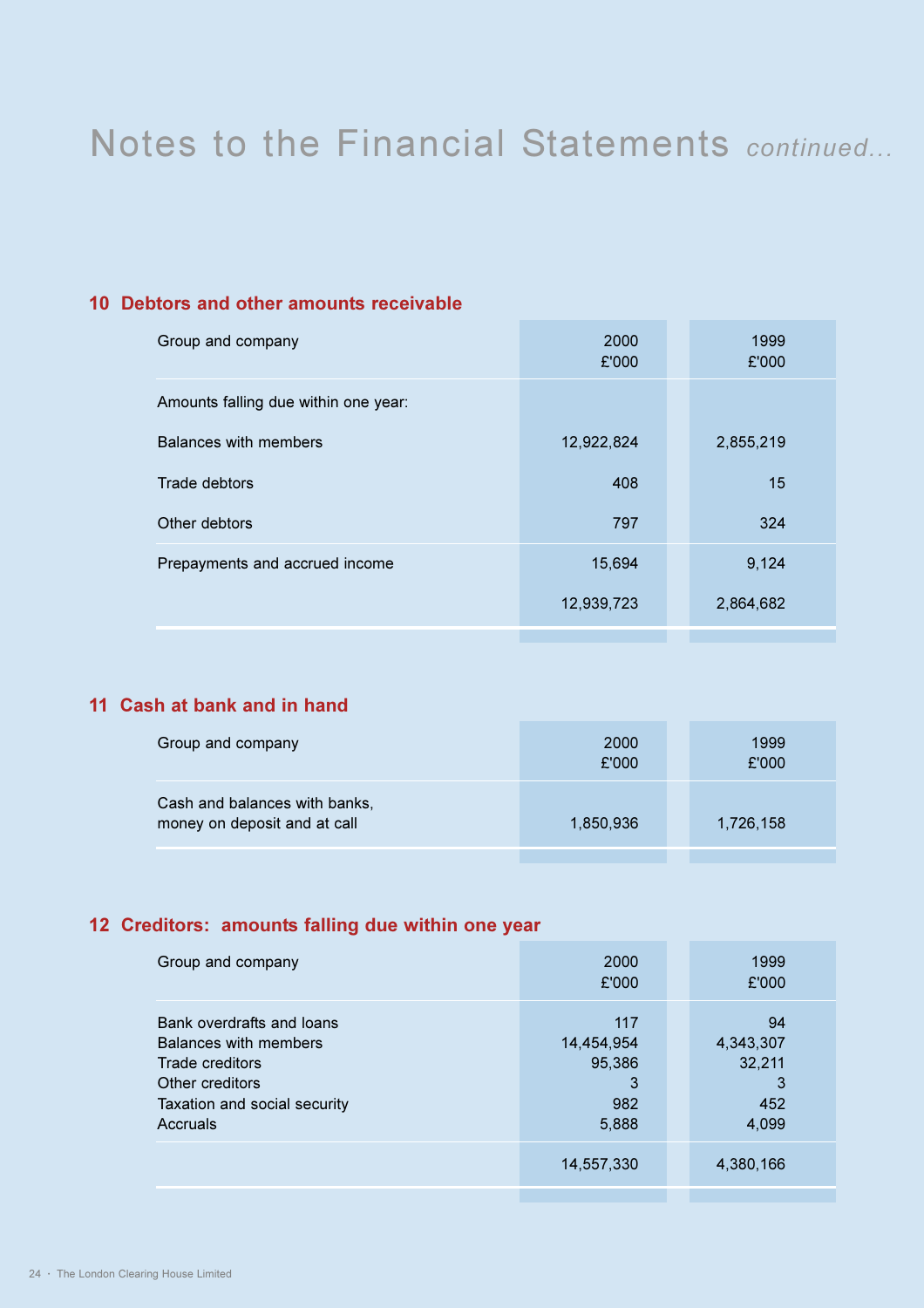# Notes to the Financial Statements *continued...*

## 10 Debtors and other amounts receivable

| Group and company | 2000 £'000 | 1999 £'000 |
|---|---|---|
| Amounts falling due within one year: | | |
| Balances with members | 12,922,824 | 2,855,219 |
| Trade debtors | 408 | 15 |
| Other debtors | 797 | 324 |
| Prepayments and accrued income | 15,694 | 9,124 |
| | 12,939,723 | 2,864,682 |

## 11 Cash at bank and in hand

| Group and company | 2000 £'000 | 1999 £'000 |
|---|---|---|
| Cash and balances with banks, money on deposit and at call | 1,850,936 | 1,726,158 |

## 12 Creditors: amounts falling due within one year

| Group and company | 2000 £'000 | 1999 £'000 |
|---|---|---|
| Bank overdrafts and loans | 117 | 94 |
| Balances with members | 14,454,954 | 4,343,307 |
| Trade creditors | 95,386 | 32,211 |
| Other creditors | 3 | 3 |
| Taxation and social security | 982 | 452 |
| Accruals | 5,888 | 4,099 |
| | 14,557,330 | 4,380,166 |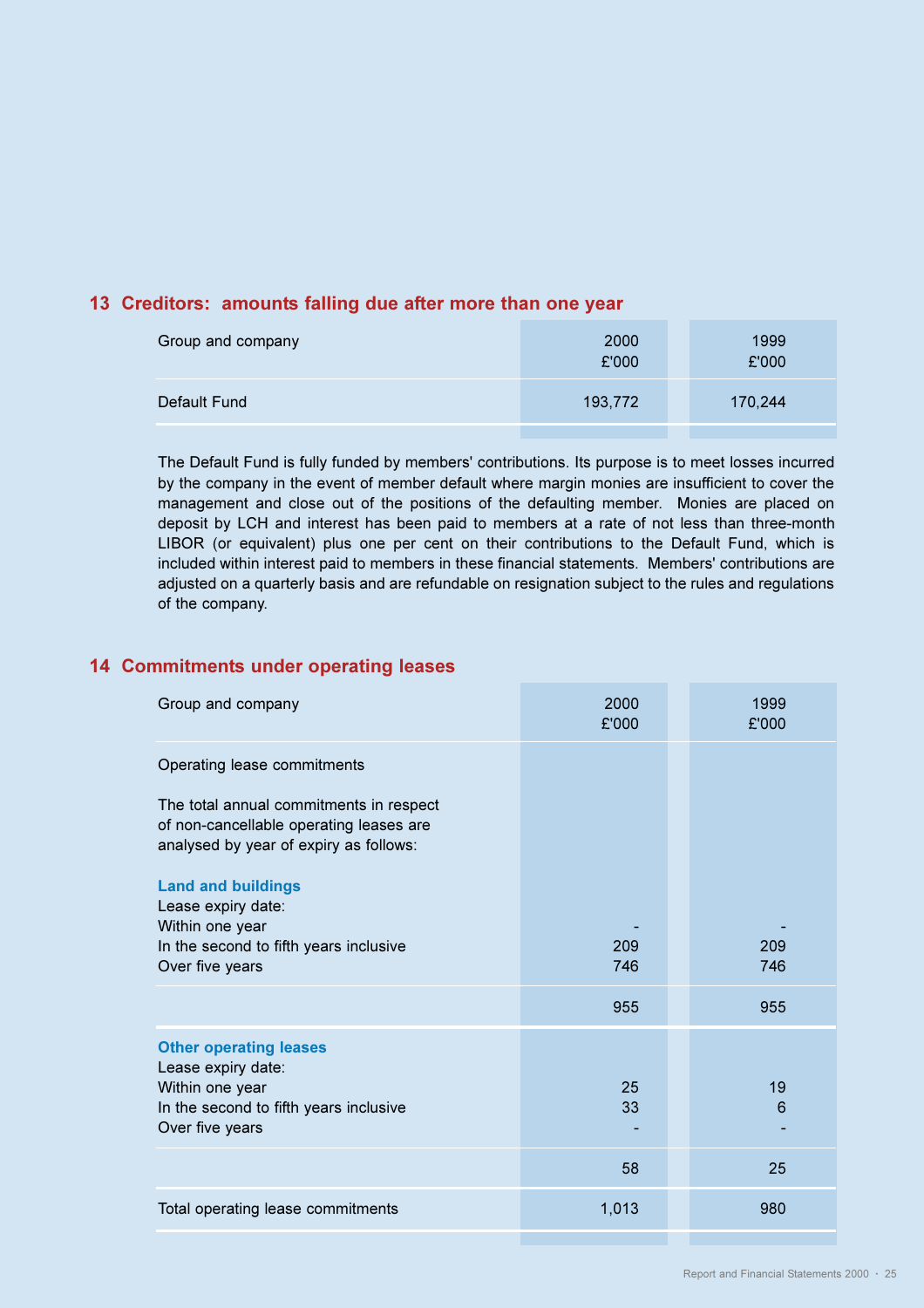## 13 Creditors: amounts falling due after more than one year

| Group and company | 2000 £'000 | 1999 £'000 |
|---|---|---|
| Default Fund | 193,772 | 170,244 |

The Default Fund is fully funded by members' contributions. Its purpose is to meet losses incurred by the company in the event of member default where margin monies are insufficient to cover the management and close out of the positions of the defaulting member. Monies are placed on deposit by LCH and interest has been paid to members at a rate of not less than three-month LIBOR (or equivalent) plus one per cent on their contributions to the Default Fund, which is included within interest paid to members in these financial statements. Members' contributions are adjusted on a quarterly basis and are refundable on resignation subject to the rules and regulations of the company.

## 14 Commitments under operating leases

| Group and company | 2000 £'000 | 1999 £'000 |
|---|---|---|
| Operating lease commitments | | |
| The total annual commitments in respect of non-cancellable operating leases are analysed by year of expiry as follows: | | |
| **Land and buildings** | | |
| Lease expiry date: | | |
| Within one year | - | - |
| In the second to fifth years inclusive | 209 | 209 |
| Over five years | 746 | 746 |
| | 955 | 955 |
| **Other operating leases** | | |
| Lease expiry date: | | |
| Within one year | 25 | 19 |
| In the second to fifth years inclusive | 33 | 6 |
| Over five years | - | - |
| | 58 | 25 |
| Total operating lease commitments | 1,013 | 980 |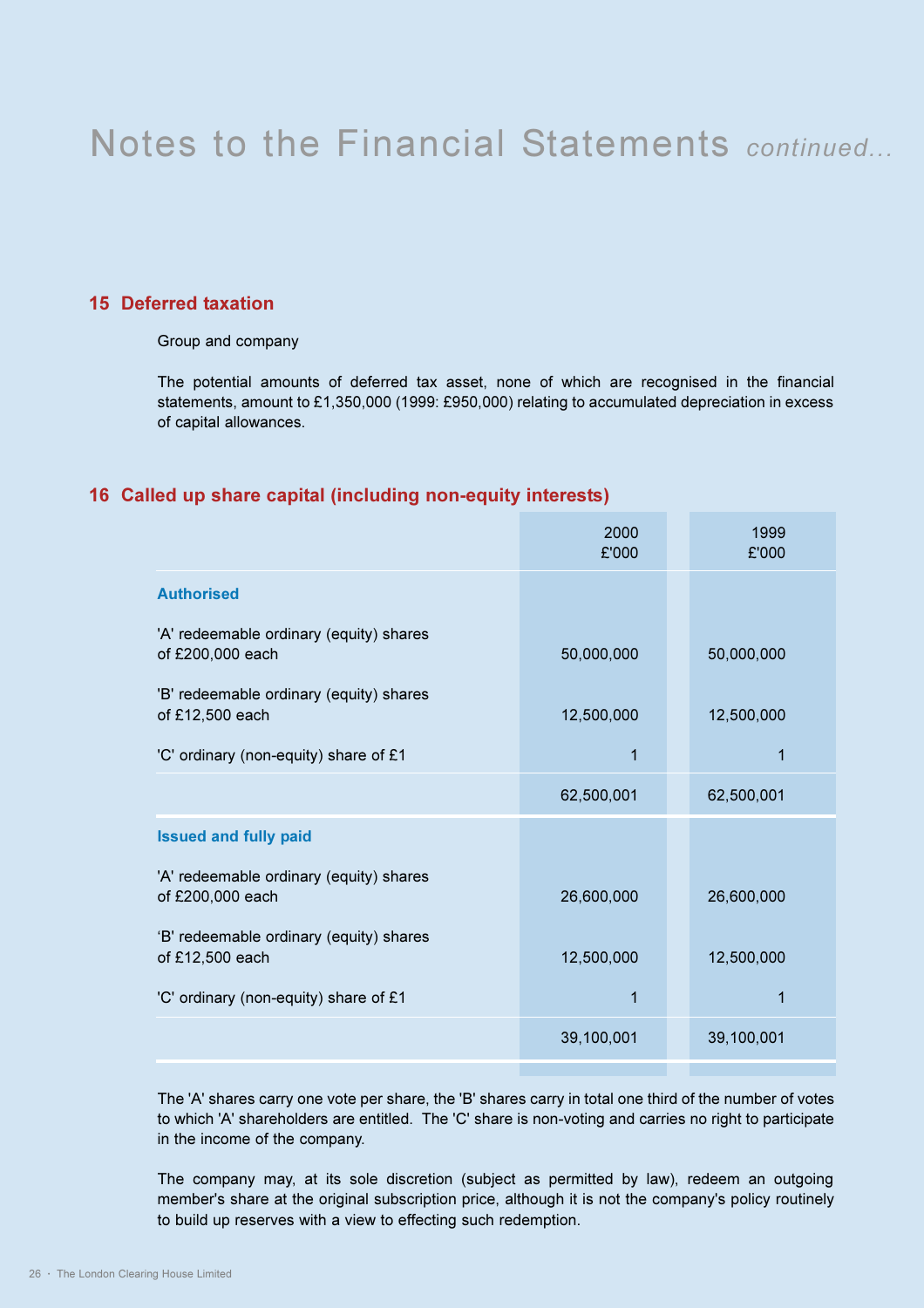# Notes to the Financial Statements *continued...*

## 15 Deferred taxation

Group and company

The potential amounts of deferred tax asset, none of which are recognised in the financial statements, amount to £1,350,000 (1999: £950,000) relating to accumulated depreciation in excess of capital allowances.

## 16 Called up share capital (including non-equity interests)

| | 2000 £'000 | 1999 £'000 |
|---|---|---|
| **Authorised** | | |
| 'A' redeemable ordinary (equity) shares of £200,000 each | 50,000,000 | 50,000,000 |
| 'B' redeemable ordinary (equity) shares of £12,500 each | 12,500,000 | 12,500,000 |
| 'C' ordinary (non-equity) share of £1 | 1 | 1 |
| | 62,500,001 | 62,500,001 |
| **Issued and fully paid** | | |
| 'A' redeemable ordinary (equity) shares of £200,000 each | 26,600,000 | 26,600,000 |
| 'B' redeemable ordinary (equity) shares of £12,500 each | 12,500,000 | 12,500,000 |
| 'C' ordinary (non-equity) share of £1 | 1 | 1 |
| | 39,100,001 | 39,100,001 |

The 'A' shares carry one vote per share, the 'B' shares carry in total one third of the number of votes to which 'A' shareholders are entitled. The 'C' share is non-voting and carries no right to participate in the income of the company.

The company may, at its sole discretion (subject as permitted by law), redeem an outgoing member's share at the original subscription price, although it is not the company's policy routinely to build up reserves with a view to effecting such redemption.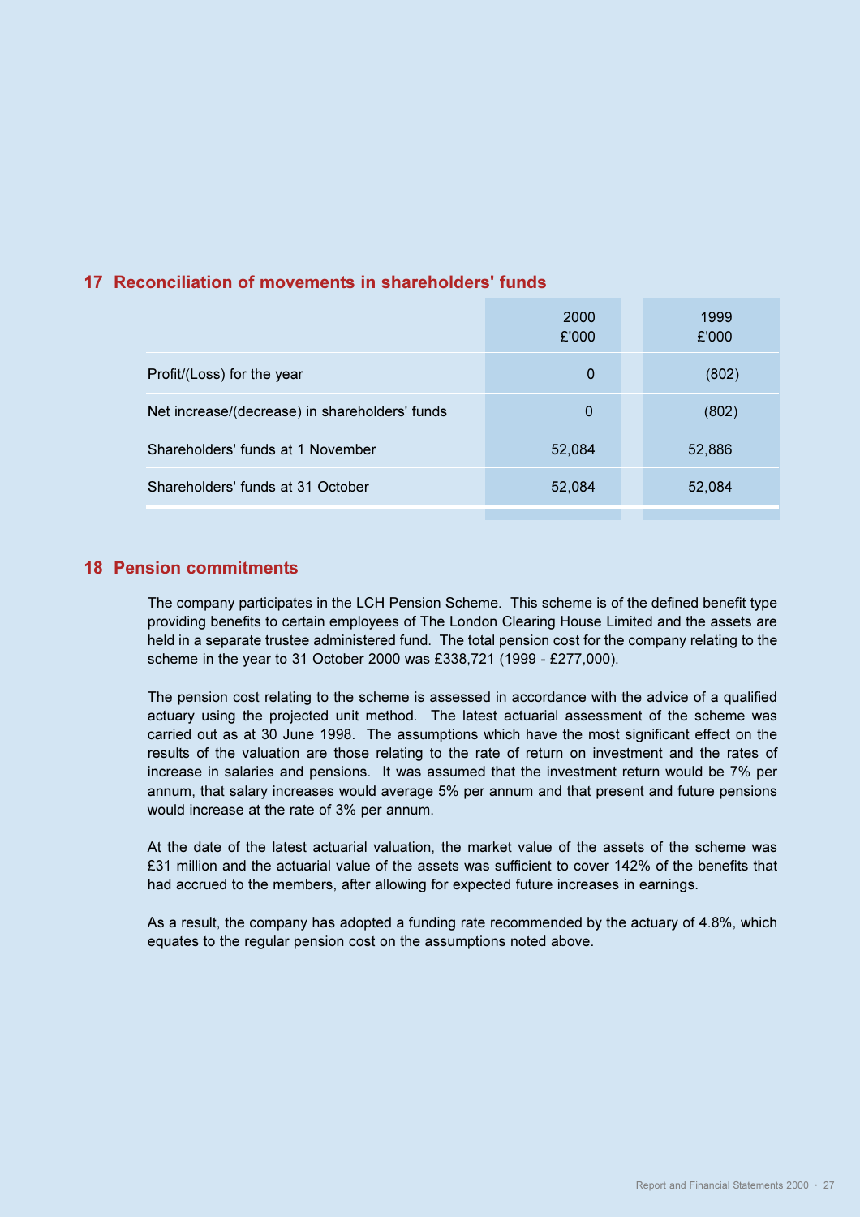## 17 Reconciliation of movements in shareholders' funds

| | 2000 £'000 | 1999 £'000 |
|---|---|---|
| Profit/(Loss) for the year | 0 | (802) |
| Net increase/(decrease) in shareholders' funds | 0 | (802) |
| Shareholders' funds at 1 November | 52,084 | 52,886 |
| Shareholders' funds at 31 October | 52,084 | 52,084 |

## 18 Pension commitments

The company participates in the LCH Pension Scheme. This scheme is of the defined benefit type providing benefits to certain employees of The London Clearing House Limited and the assets are held in a separate trustee administered fund. The total pension cost for the company relating to the scheme in the year to 31 October 2000 was £338,721 (1999 - £277,000).

The pension cost relating to the scheme is assessed in accordance with the advice of a qualified actuary using the projected unit method. The latest actuarial assessment of the scheme was carried out as at 30 June 1998. The assumptions which have the most significant effect on the results of the valuation are those relating to the rate of return on investment and the rates of increase in salaries and pensions. It was assumed that the investment return would be 7% per annum, that salary increases would average 5% per annum and that present and future pensions would increase at the rate of 3% per annum.

At the date of the latest actuarial valuation, the market value of the assets of the scheme was £31 million and the actuarial value of the assets was sufficient to cover 142% of the benefits that had accrued to the members, after allowing for expected future increases in earnings.

As a result, the company has adopted a funding rate recommended by the actuary of 4.8%, which equates to the regular pension cost on the assumptions noted above.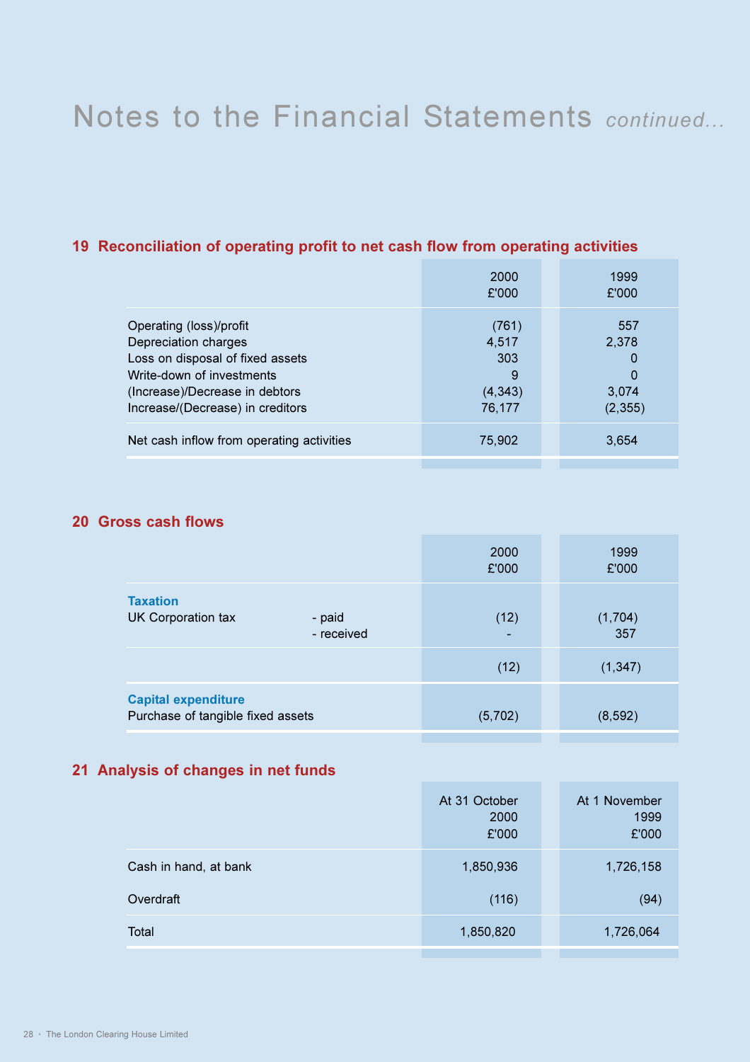# Notes to the Financial Statements *continued...*

## 19 Reconciliation of operating profit to net cash flow from operating activities

| | 2000 £'000 | 1999 £'000 |
|---|---|---|
| Operating (loss)/profit | (761) | 557 |
| Depreciation charges | 4,517 | 2,378 |
| Loss on disposal of fixed assets | 303 | 0 |
| Write-down of investments | 9 | 0 |
| (Increase)/Decrease in debtors | (4,343) | 3,074 |
| Increase/(Decrease) in creditors | 76,177 | (2,355) |
| Net cash inflow from operating activities | 75,902 | 3,654 |

## 20 Gross cash flows

| | | 2000 £'000 | 1999 £'000 |
|---|---|---|---|
| **Taxation** | | | |
| UK Corporation tax | - paid | (12) | (1,704) |
| | - received | - | 357 |
| | | (12) | (1,347) |
| **Capital expenditure** | | | |
| Purchase of tangible fixed assets | | (5,702) | (8,592) |

## 21 Analysis of changes in net funds

| | At 31 October 2000 £'000 | At 1 November 1999 £'000 |
|---|---|---|
| Cash in hand, at bank | 1,850,936 | 1,726,158 |
| Overdraft | (116) | (94) |
| Total | 1,850,820 | 1,726,064 |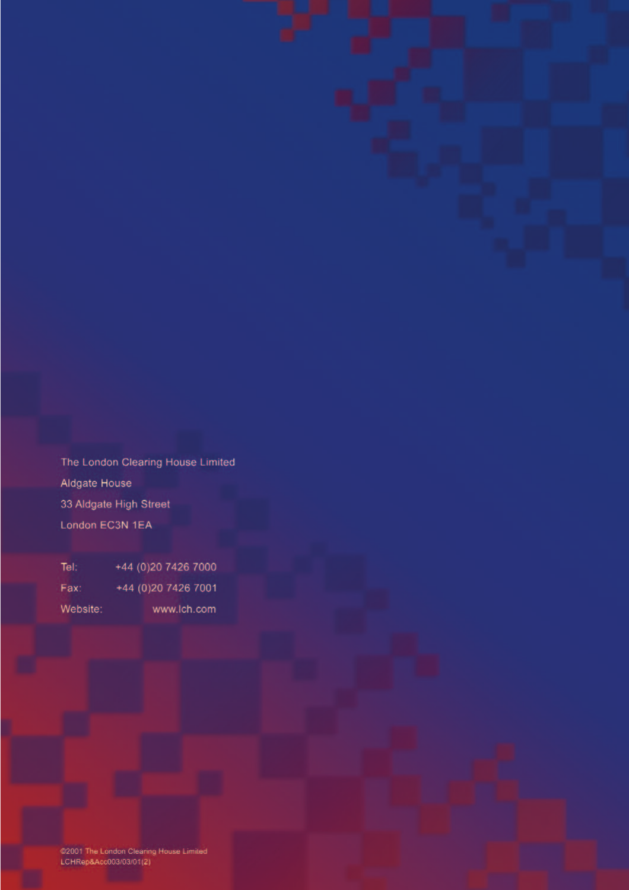The London Clearing House Limited

Aldgate House

33 Aldgate High Street

London EC3N 1EA

Tel: +44 (0)20 7426 7000

Fax: +44 (0)20 7426 7001

Website: www.lch.com

©2001 The London Clearing House Limited

LCHRep&Acc003/03/01(2)